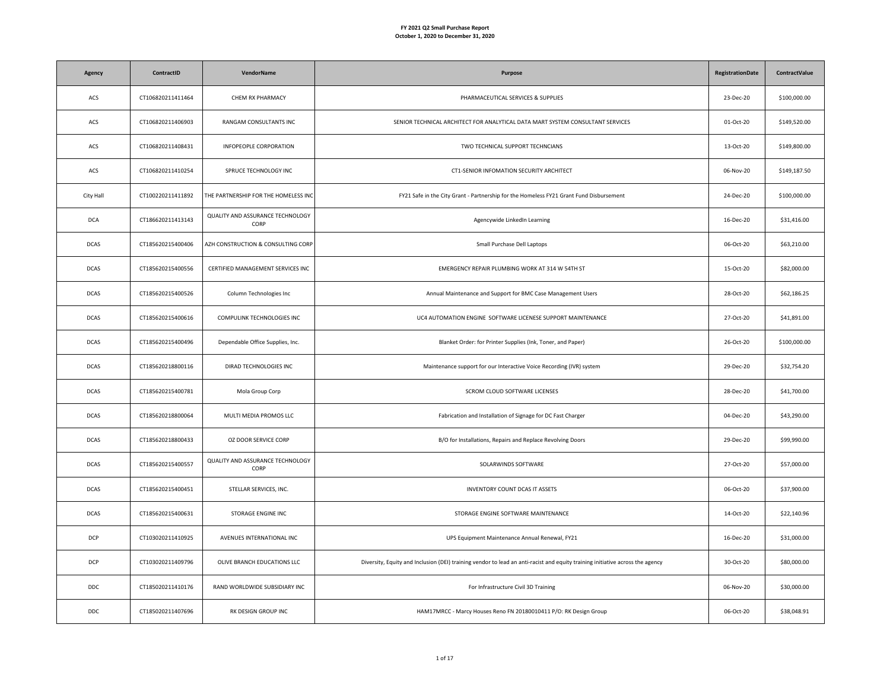**FY 2021 Q2 Small Purchase Report**
**October 1, 2020 to December 31, 2020**

| Agency | ContractID | VendorName | Purpose | RegistrationDate | ContractValue |
|---|---|---|---|---|---|
| ACS | CT106820211411464 | CHEM RX PHARMACY | PHARMACEUTICAL SERVICES & SUPPLIES | 23-Dec-20 | $100,000.00 |
| ACS | CT106820211406903 | RANGAM CONSULTANTS INC | SENIOR TECHNICAL ARCHITECT FOR ANALYTICAL DATA MART SYSTEM CONSULTANT SERVICES | 01-Oct-20 | $149,520.00 |
| ACS | CT106820211408431 | INFOPEOPLE CORPORATION | TWO TECHNICAL SUPPORT TECHNCIANS | 13-Oct-20 | $149,800.00 |
| ACS | CT106820211410254 | SPRUCE TECHNOLOGY INC | CT1-SENIOR INFOMATION SECURITY ARCHITECT | 06-Nov-20 | $149,187.50 |
| City Hall | CT100220211411892 | THE PARTNERSHIP FOR THE HOMELESS INC | FY21 Safe in the City Grant - Partnership for the Homeless FY21 Grant Fund Disbursement | 24-Dec-20 | $100,000.00 |
| DCA | CT186620211413143 | QUALITY AND ASSURANCE TECHNOLOGY CORP | Agencywide LinkedIn Learning | 16-Dec-20 | $31,416.00 |
| DCAS | CT185620215400406 | AZH CONSTRUCTION & CONSULTING CORP | Small Purchase Dell Laptops | 06-Oct-20 | $63,210.00 |
| DCAS | CT185620215400556 | CERTIFIED MANAGEMENT SERVICES INC | EMERGENCY REPAIR PLUMBING WORK AT 314 W 54TH ST | 15-Oct-20 | $82,000.00 |
| DCAS | CT185620215400526 | Column Technologies Inc | Annual Maintenance and Support for BMC Case Management Users | 28-Oct-20 | $62,186.25 |
| DCAS | CT185620215400616 | COMPULINK TECHNOLOGIES INC | UC4 AUTOMATION ENGINE SOFTWARE LICENESE SUPPORT MAINTENANCE | 27-Oct-20 | $41,891.00 |
| DCAS | CT185620215400496 | Dependable Office Supplies, Inc. | Blanket Order: for Printer Supplies (Ink, Toner, and Paper) | 26-Oct-20 | $100,000.00 |
| DCAS | CT185620218800116 | DIRAD TECHNOLOGIES INC | Maintenance support for our Interactive Voice Recording (IVR) system | 29-Dec-20 | $32,754.20 |
| DCAS | CT185620215400781 | Mola Group Corp | SCROM CLOUD SOFTWARE LICENSES | 28-Dec-20 | $41,700.00 |
| DCAS | CT185620218800064 | MULTI MEDIA PROMOS LLC | Fabrication and Installation of Signage for DC Fast Charger | 04-Dec-20 | $43,290.00 |
| DCAS | CT185620218800433 | OZ DOOR SERVICE CORP | B/O for Installations, Repairs and Replace Revolving Doors | 29-Dec-20 | $99,990.00 |
| DCAS | CT185620215400557 | QUALITY AND ASSURANCE TECHNOLOGY CORP | SOLARWINDS SOFTWARE | 27-Oct-20 | $57,000.00 |
| DCAS | CT185620215400451 | STELLAR SERVICES, INC. | INVENTORY COUNT DCAS IT ASSETS | 06-Oct-20 | $37,900.00 |
| DCAS | CT185620215400631 | STORAGE ENGINE INC | STORAGE ENGINE SOFTWARE MAINTENANCE | 14-Oct-20 | $22,140.96 |
| DCP | CT103020211410925 | AVENUES INTERNATIONAL INC | UPS Equipment Maintenance Annual Renewal, FY21 | 16-Dec-20 | $31,000.00 |
| DCP | CT103020211409796 | OLIVE BRANCH EDUCATIONS LLC | Diversity, Equity and Inclusion (DEI) training vendor to lead an anti-racist and equity training initiative across the agency | 30-Oct-20 | $80,000.00 |
| DDC | CT185020211410176 | RAND WORLDWIDE SUBSIDIARY INC | For Infrastructure Civil 3D Training | 06-Nov-20 | $30,000.00 |
| DDC | CT185020211407696 | RK DESIGN GROUP INC | HAM17MRCC - Marcy Houses Reno FN 20180010411 P/O: RK Design Group | 06-Oct-20 | $38,048.91 |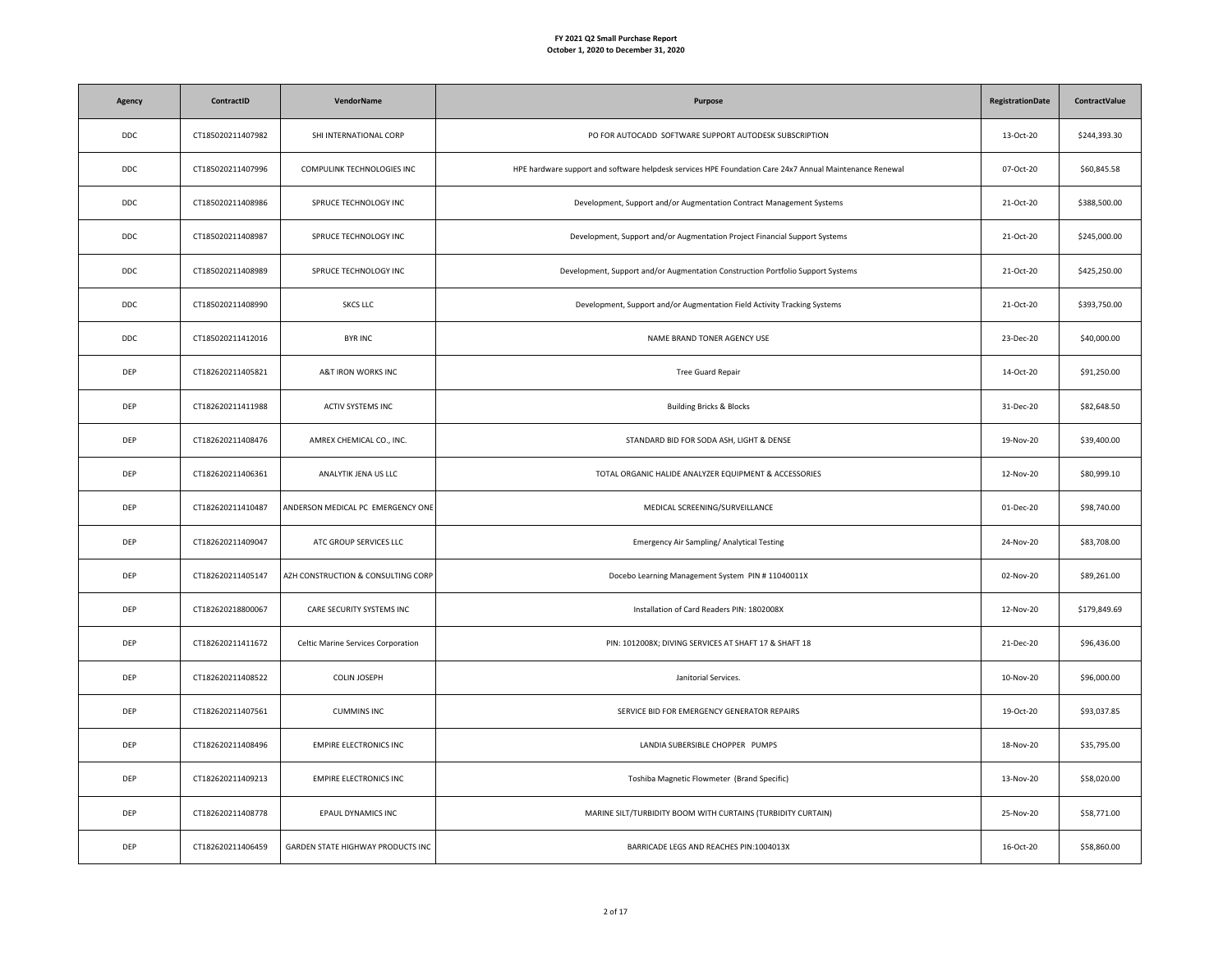**FY 2021 Q2 Small Purchase Report**
**October 1, 2020 to December 31, 2020**

| Agency | ContractID | VendorName | Purpose | RegistrationDate | ContractValue |
|---|---|---|---|---|---|
| DDC | CT185020211407982 | SHI INTERNATIONAL CORP | PO FOR AUTOCADD SOFTWARE SUPPORT AUTODESK SUBSCRIPTION | 13-Oct-20 | $244,393.30 |
| DDC | CT185020211407996 | COMPULINK TECHNOLOGIES INC | HPE hardware support and software helpdesk services HPE Foundation Care 24x7 Annual Maintenance Renewal | 07-Oct-20 | $60,845.58 |
| DDC | CT185020211408986 | SPRUCE TECHNOLOGY INC | Development, Support and/or Augmentation Contract Management Systems | 21-Oct-20 | $388,500.00 |
| DDC | CT185020211408987 | SPRUCE TECHNOLOGY INC | Development, Support and/or Augmentation Project Financial Support Systems | 21-Oct-20 | $245,000.00 |
| DDC | CT185020211408989 | SPRUCE TECHNOLOGY INC | Development, Support and/or Augmentation Construction Portfolio Support Systems | 21-Oct-20 | $425,250.00 |
| DDC | CT185020211408990 | SKCS LLC | Development, Support and/or Augmentation Field Activity Tracking Systems | 21-Oct-20 | $393,750.00 |
| DDC | CT185020211412016 | BYR INC | NAME BRAND TONER AGENCY USE | 23-Dec-20 | $40,000.00 |
| DEP | CT182620211405821 | A&T IRON WORKS INC | Tree Guard Repair | 14-Oct-20 | $91,250.00 |
| DEP | CT182620211411988 | ACTIV SYSTEMS INC | Building Bricks & Blocks | 31-Dec-20 | $82,648.50 |
| DEP | CT182620211408476 | AMREX CHEMICAL CO., INC. | STANDARD BID FOR SODA ASH, LIGHT & DENSE | 19-Nov-20 | $39,400.00 |
| DEP | CT182620211406361 | ANALYTIK JENA US LLC | TOTAL ORGANIC HALIDE ANALYZER EQUIPMENT & ACCESSORIES | 12-Nov-20 | $80,999.10 |
| DEP | CT182620211410487 | ANDERSON MEDICAL PC EMERGENCY ONE | MEDICAL SCREENING/SURVEILLANCE | 01-Dec-20 | $98,740.00 |
| DEP | CT182620211409047 | ATC GROUP SERVICES LLC | Emergency Air Sampling/ Analytical Testing | 24-Nov-20 | $83,708.00 |
| DEP | CT182620211405147 | AZH CONSTRUCTION & CONSULTING CORP | Docebo Learning Management System PIN # 11040011X | 02-Nov-20 | $89,261.00 |
| DEP | CT182620218800067 | CARE SECURITY SYSTEMS INC | Installation of Card Readers PIN: 1802008X | 12-Nov-20 | $179,849.69 |
| DEP | CT182620211411672 | Celtic Marine Services Corporation | PIN: 1012008X; DIVING SERVICES AT SHAFT 17 & SHAFT 18 | 21-Dec-20 | $96,436.00 |
| DEP | CT182620211408522 | COLIN JOSEPH | Janitorial Services. | 10-Nov-20 | $96,000.00 |
| DEP | CT182620211407561 | CUMMINS INC | SERVICE BID FOR EMERGENCY GENERATOR REPAIRS | 19-Oct-20 | $93,037.85 |
| DEP | CT182620211408496 | EMPIRE ELECTRONICS INC | LANDIA SUBERSIBLE CHOPPER PUMPS | 18-Nov-20 | $35,795.00 |
| DEP | CT182620211409213 | EMPIRE ELECTRONICS INC | Toshiba Magnetic Flowmeter (Brand Specific) | 13-Nov-20 | $58,020.00 |
| DEP | CT182620211408778 | EPAUL DYNAMICS INC | MARINE SILT/TURBIDITY BOOM WITH CURTAINS (TURBIDITY CURTAIN) | 25-Nov-20 | $58,771.00 |
| DEP | CT182620211406459 | GARDEN STATE HIGHWAY PRODUCTS INC | BARRICADE LEGS AND REACHES PIN:1004013X | 16-Oct-20 | $58,860.00 |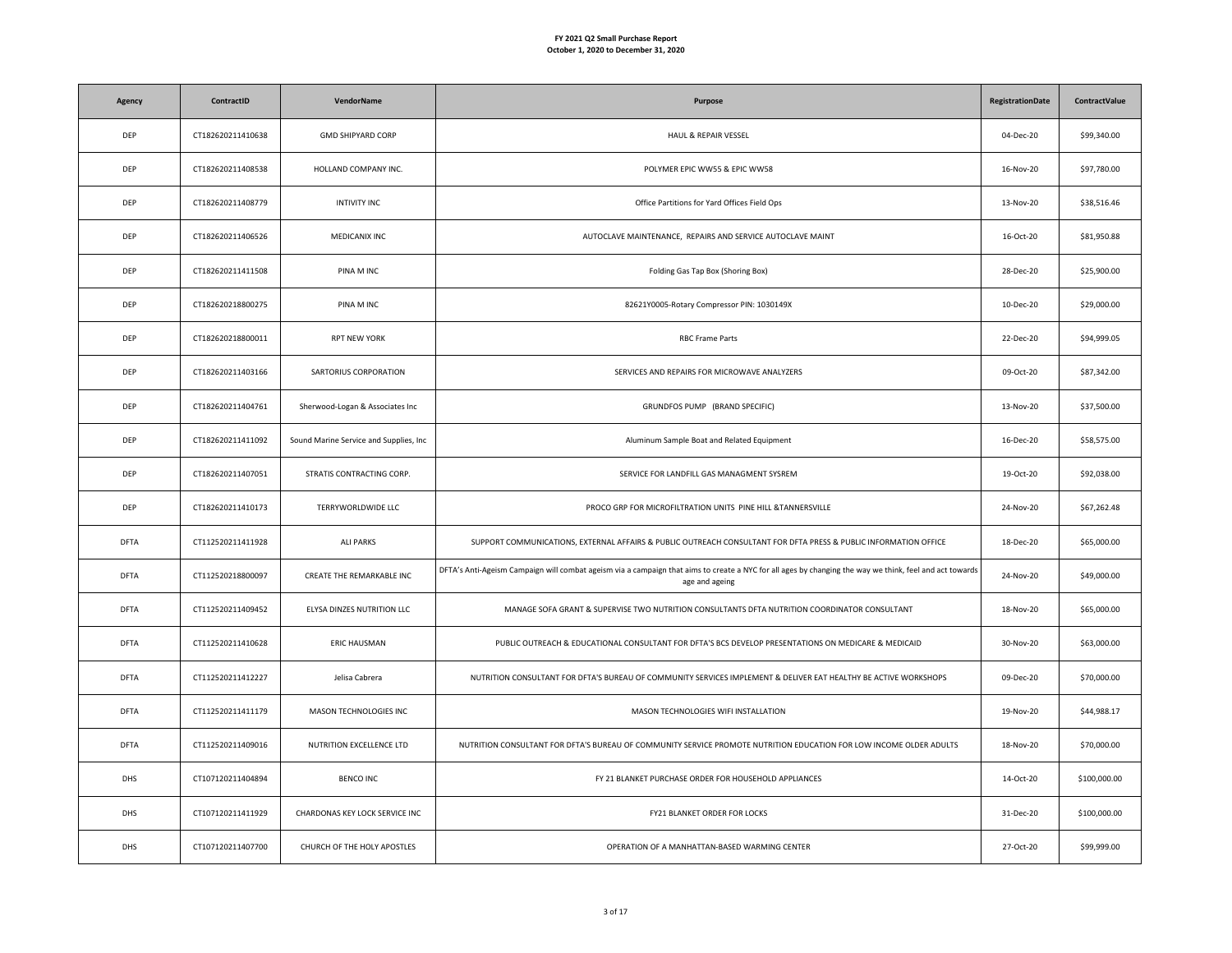**FY 2021 Q2 Small Purchase Report**
**October 1, 2020 to December 31, 2020**

| Agency | ContractID | VendorName | Purpose | RegistrationDate | ContractValue |
|---|---|---|---|---|---|
| DEP | CT182620211410638 | GMD SHIPYARD CORP | HAUL & REPAIR VESSEL | 04-Dec-20 | $99,340.00 |
| DEP | CT182620211408538 | HOLLAND COMPANY INC. | POLYMER EPIC WW55 & EPIC WW58 | 16-Nov-20 | $97,780.00 |
| DEP | CT182620211408779 | INTIVITY INC | Office Partitions for Yard Offices Field Ops | 13-Nov-20 | $38,516.46 |
| DEP | CT182620211406526 | MEDICANIX INC | AUTOCLAVE MAINTENANCE, REPAIRS AND SERVICE AUTOCLAVE MAINT | 16-Oct-20 | $81,950.88 |
| DEP | CT182620211411508 | PINA M INC | Folding Gas Tap Box (Shoring Box) | 28-Dec-20 | $25,900.00 |
| DEP | CT182620218800275 | PINA M INC | 82621Y0005-Rotary Compressor PIN: 1030149X | 10-Dec-20 | $29,000.00 |
| DEP | CT182620218800011 | RPT NEW YORK | RBC Frame Parts | 22-Dec-20 | $94,999.05 |
| DEP | CT182620211403166 | SARTORIUS CORPORATION | SERVICES AND REPAIRS FOR MICROWAVE ANALYZERS | 09-Oct-20 | $87,342.00 |
| DEP | CT182620211404761 | Sherwood-Logan & Associates Inc | GRUNDFOS PUMP (BRAND SPECIFIC) | 13-Nov-20 | $37,500.00 |
| DEP | CT182620211411092 | Sound Marine Service and Supplies, Inc | Aluminum Sample Boat and Related Equipment | 16-Dec-20 | $58,575.00 |
| DEP | CT182620211407051 | STRATIS CONTRACTING CORP. | SERVICE FOR LANDFILL GAS MANAGMENT SYSREM | 19-Oct-20 | $92,038.00 |
| DEP | CT182620211410173 | TERRYWORLDWIDE LLC | PROCO GRP FOR MICROFILTRATION UNITS PINE HILL &TANNERSVILLE | 24-Nov-20 | $67,262.48 |
| DFTA | CT112520211411928 | ALI PARKS | SUPPORT COMMUNICATIONS, EXTERNAL AFFAIRS & PUBLIC OUTREACH CONSULTANT FOR DFTA PRESS & PUBLIC INFORMATION OFFICE | 18-Dec-20 | $65,000.00 |
| DFTA | CT112520218800097 | CREATE THE REMARKABLE INC | DFTA's Anti-Ageism Campaign will combat ageism via a campaign that aims to create a NYC for all ages by changing the way we think, feel and act towards age and ageing | 24-Nov-20 | $49,000.00 |
| DFTA | CT112520211409452 | ELYSA DINZES NUTRITION LLC | MANAGE SOFA GRANT & SUPERVISE TWO NUTRITION CONSULTANTS DFTA NUTRITION COORDINATOR CONSULTANT | 18-Nov-20 | $65,000.00 |
| DFTA | CT112520211410628 | ERIC HAUSMAN | PUBLIC OUTREACH & EDUCATIONAL CONSULTANT FOR DFTA'S BCS DEVELOP PRESENTATIONS ON MEDICARE & MEDICAID | 30-Nov-20 | $63,000.00 |
| DFTA | CT112520211412227 | Jelisa Cabrera | NUTRITION CONSULTANT FOR DFTA'S BUREAU OF COMMUNITY SERVICES IMPLEMENT & DELIVER EAT HEALTHY BE ACTIVE WORKSHOPS | 09-Dec-20 | $70,000.00 |
| DFTA | CT112520211411179 | MASON TECHNOLOGIES INC | MASON TECHNOLOGIES WIFI INSTALLATION | 19-Nov-20 | $44,988.17 |
| DFTA | CT112520211409016 | NUTRITION EXCELLENCE LTD | NUTRITION CONSULTANT FOR DFTA'S BUREAU OF COMMUNITY SERVICE PROMOTE NUTRITION EDUCATION FOR LOW INCOME OLDER ADULTS | 18-Nov-20 | $70,000.00 |
| DHS | CT107120211404894 | BENCO INC | FY 21 BLANKET PURCHASE ORDER FOR HOUSEHOLD APPLIANCES | 14-Oct-20 | $100,000.00 |
| DHS | CT107120211411929 | CHARDONAS KEY LOCK SERVICE INC | FY21 BLANKET ORDER FOR LOCKS | 31-Dec-20 | $100,000.00 |
| DHS | CT107120211407700 | CHURCH OF THE HOLY APOSTLES | OPERATION OF A MANHATTAN-BASED WARMING CENTER | 27-Oct-20 | $99,999.00 |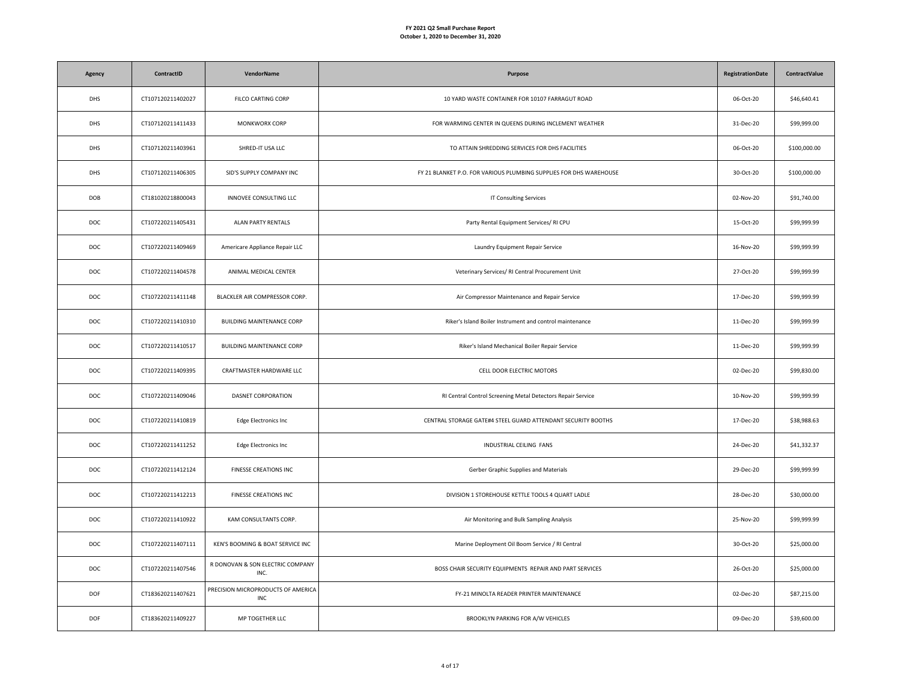**FY 2021 Q2 Small Purchase Report**
**October 1, 2020 to December 31, 2020**

| Agency | ContractID | VendorName | Purpose | RegistrationDate | ContractValue |
|---|---|---|---|---|---|
| DHS | CT107120211402027 | FILCO CARTING CORP | 10 YARD WASTE CONTAINER FOR 10107 FARRAGUT ROAD | 06-Oct-20 | $46,640.41 |
| DHS | CT107120211411433 | MONKWORX CORP | FOR WARMING CENTER IN QUEENS DURING INCLEMENT WEATHER | 31-Dec-20 | $99,999.00 |
| DHS | CT107120211403961 | SHRED-IT USA LLC | TO ATTAIN SHREDDING SERVICES FOR DHS FACILITIES | 06-Oct-20 | $100,000.00 |
| DHS | CT107120211406305 | SID'S SUPPLY COMPANY INC | FY 21 BLANKET P.O. FOR VARIOUS PLUMBING SUPPLIES FOR DHS WAREHOUSE | 30-Oct-20 | $100,000.00 |
| DOB | CT181020218800043 | INNOVEE CONSULTING LLC | IT Consulting Services | 02-Nov-20 | $91,740.00 |
| DOC | CT107220211405431 | ALAN PARTY RENTALS | Party Rental Equipment Services/ RI CPU | 15-Oct-20 | $99,999.99 |
| DOC | CT107220211409469 | Americare Appliance Repair LLC | Laundry Equipment Repair Service | 16-Nov-20 | $99,999.99 |
| DOC | CT107220211404578 | ANIMAL MEDICAL CENTER | Veterinary Services/ RI Central Procurement Unit | 27-Oct-20 | $99,999.99 |
| DOC | CT107220211411148 | BLACKLER AIR COMPRESSOR CORP. | Air Compressor Maintenance and Repair Service | 17-Dec-20 | $99,999.99 |
| DOC | CT107220211410310 | BUILDING MAINTENANCE CORP | Riker's Island Boiler Instrument and control maintenance | 11-Dec-20 | $99,999.99 |
| DOC | CT107220211410517 | BUILDING MAINTENANCE CORP | Riker's Island Mechanical Boiler Repair Service | 11-Dec-20 | $99,999.99 |
| DOC | CT107220211409395 | CRAFTMASTER HARDWARE LLC | CELL DOOR ELECTRIC MOTORS | 02-Dec-20 | $99,830.00 |
| DOC | CT107220211409046 | DASNET CORPORATION | RI Central Control Screening Metal Detectors Repair Service | 10-Nov-20 | $99,999.99 |
| DOC | CT107220211410819 | Edge Electronics Inc | CENTRAL STORAGE GATE#4 STEEL GUARD ATTENDANT SECURITY BOOTHS | 17-Dec-20 | $38,988.63 |
| DOC | CT107220211411252 | Edge Electronics Inc | INDUSTRIAL CEILING FANS | 24-Dec-20 | $41,332.37 |
| DOC | CT107220211412124 | FINESSE CREATIONS INC | Gerber Graphic Supplies and Materials | 29-Dec-20 | $99,999.99 |
| DOC | CT107220211412213 | FINESSE CREATIONS INC | DIVISION 1 STOREHOUSE KETTLE TOOLS 4 QUART LADLE | 28-Dec-20 | $30,000.00 |
| DOC | CT107220211410922 | KAM CONSULTANTS CORP. | Air Monitoring and Bulk Sampling Analysis | 25-Nov-20 | $99,999.99 |
| DOC | CT107220211407111 | KEN'S BOOMING & BOAT SERVICE INC | Marine Deployment Oil Boom Service / RI Central | 30-Oct-20 | $25,000.00 |
| DOC | CT107220211407546 | R DONOVAN & SON ELECTRIC COMPANY INC. | BOSS CHAIR SECURITY EQUIPMENTS REPAIR AND PART SERVICES | 26-Oct-20 | $25,000.00 |
| DOF | CT183620211407621 | PRECISION MICROPRODUCTS OF AMERICA INC | FY-21 MINOLTA READER PRINTER MAINTENANCE | 02-Dec-20 | $87,215.00 |
| DOF | CT183620211409227 | MP TOGETHER LLC | BROOKLYN PARKING FOR A/W VEHICLES | 09-Dec-20 | $39,600.00 |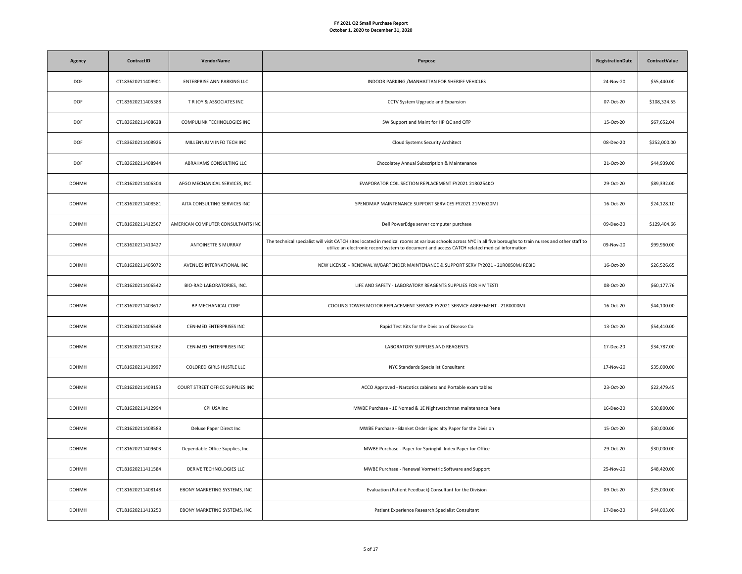**FY 2021 Q2 Small Purchase Report**
**October 1, 2020 to December 31, 2020**

| Agency | ContractID | VendorName | Purpose | RegistrationDate | ContractValue |
|---|---|---|---|---|---|
| DOF | CT183620211409901 | ENTERPRISE ANN PARKING LLC | INDOOR PARKING /MANHATTAN FOR SHERIFF VEHICLES | 24-Nov-20 | $55,440.00 |
| DOF | CT183620211405388 | T R JOY & ASSOCIATES INC | CCTV System Upgrade and Expansion | 07-Oct-20 | $108,324.55 |
| DOF | CT183620211408628 | COMPULINK TECHNOLOGIES INC | SW Support and Maint for HP QC and QTP | 15-Oct-20 | $67,652.04 |
| DOF | CT183620211408926 | MILLENNIUM INFO TECH INC | Cloud Systems Security Architect | 08-Dec-20 | $252,000.00 |
| DOF | CT183620211408944 | ABRAHAMS CONSULTING LLC | Chocolatey Annual Subscription & Maintenance | 21-Oct-20 | $44,939.00 |
| DOHMH | CT181620211406304 | AFGO MECHANICAL SERVICES, INC. | EVAPORATOR COIL SECTION REPLACEMENT FY2021 21R0254KO | 29-Oct-20 | $89,392.00 |
| DOHMH | CT181620211408581 | AITA CONSULTING SERVICES INC | SPENDMAP MAINTENANCE SUPPORT SERVICES FY2021 21ME020MJ | 16-Oct-20 | $24,128.10 |
| DOHMH | CT181620211412567 | AMERICAN COMPUTER CONSULTANTS INC | Dell PowerEdge server computer purchase | 09-Dec-20 | $129,404.66 |
| DOHMH | CT181620211410427 | ANTOINETTE S MURRAY | The technical specialist will visit CATCH sites located in medical rooms at various schools across NYC in all five boroughs to train nurses and other staff to utilize an electronic record system to document and access CATCH related medical information | 09-Nov-20 | $99,960.00 |
| DOHMH | CT181620211405072 | AVENUES INTERNATIONAL INC | NEW LICENSE + RENEWAL W/BARTENDER MAINTENANCE & SUPPORT SERV FY2021 - 21R0050MJ REBID | 16-Oct-20 | $26,526.65 |
| DOHMH | CT181620211406542 | BIO-RAD LABORATORIES, INC. | LIFE AND SAFETY - LABORATORY REAGENTS SUPPLIES FOR HIV TESTI | 08-Oct-20 | $60,177.76 |
| DOHMH | CT181620211403617 | BP MECHANICAL CORP | COOLING TOWER MOTOR REPLACEMENT SERVICE FY2021 SERVICE AGREEMENT - 21R0000MJ | 16-Oct-20 | $44,100.00 |
| DOHMH | CT181620211406548 | CEN-MED ENTERPRISES INC | Rapid Test Kits for the Division of Disease Co | 13-Oct-20 | $54,410.00 |
| DOHMH | CT181620211413262 | CEN-MED ENTERPRISES INC | LABORATORY SUPPLIES AND REAGENTS | 17-Dec-20 | $34,787.00 |
| DOHMH | CT181620211410997 | COLORED GIRLS HUSTLE LLC | NYC Standards Specialist Consultant | 17-Nov-20 | $35,000.00 |
| DOHMH | CT181620211409153 | COURT STREET OFFICE SUPPLIES INC | ACCO Approved - Narcotics cabinets and Portable exam tables | 23-Oct-20 | $22,479.45 |
| DOHMH | CT181620211412994 | CPI USA Inc | MWBE Purchase - 1E Nomad & 1E Nightwatchman maintenance Rene | 16-Dec-20 | $30,800.00 |
| DOHMH | CT181620211408583 | Deluxe Paper Direct Inc | MWBE Purchase - Blanket Order Specialty Paper for the Division | 15-Oct-20 | $30,000.00 |
| DOHMH | CT181620211409603 | Dependable Office Supplies, Inc. | MWBE Purchase - Paper for Springhill Index Paper for Office | 29-Oct-20 | $30,000.00 |
| DOHMH | CT181620211411584 | DERIVE TECHNOLOGIES LLC | MWBE Purchase - Renewal Vormetric Software and Support | 25-Nov-20 | $48,420.00 |
| DOHMH | CT181620211408148 | EBONY MARKETING SYSTEMS, INC | Evaluation (Patient Feedback) Consultant for the Division | 09-Oct-20 | $25,000.00 |
| DOHMH | CT181620211413250 | EBONY MARKETING SYSTEMS, INC | Patient Experience Research Specialist Consultant | 17-Dec-20 | $44,003.00 |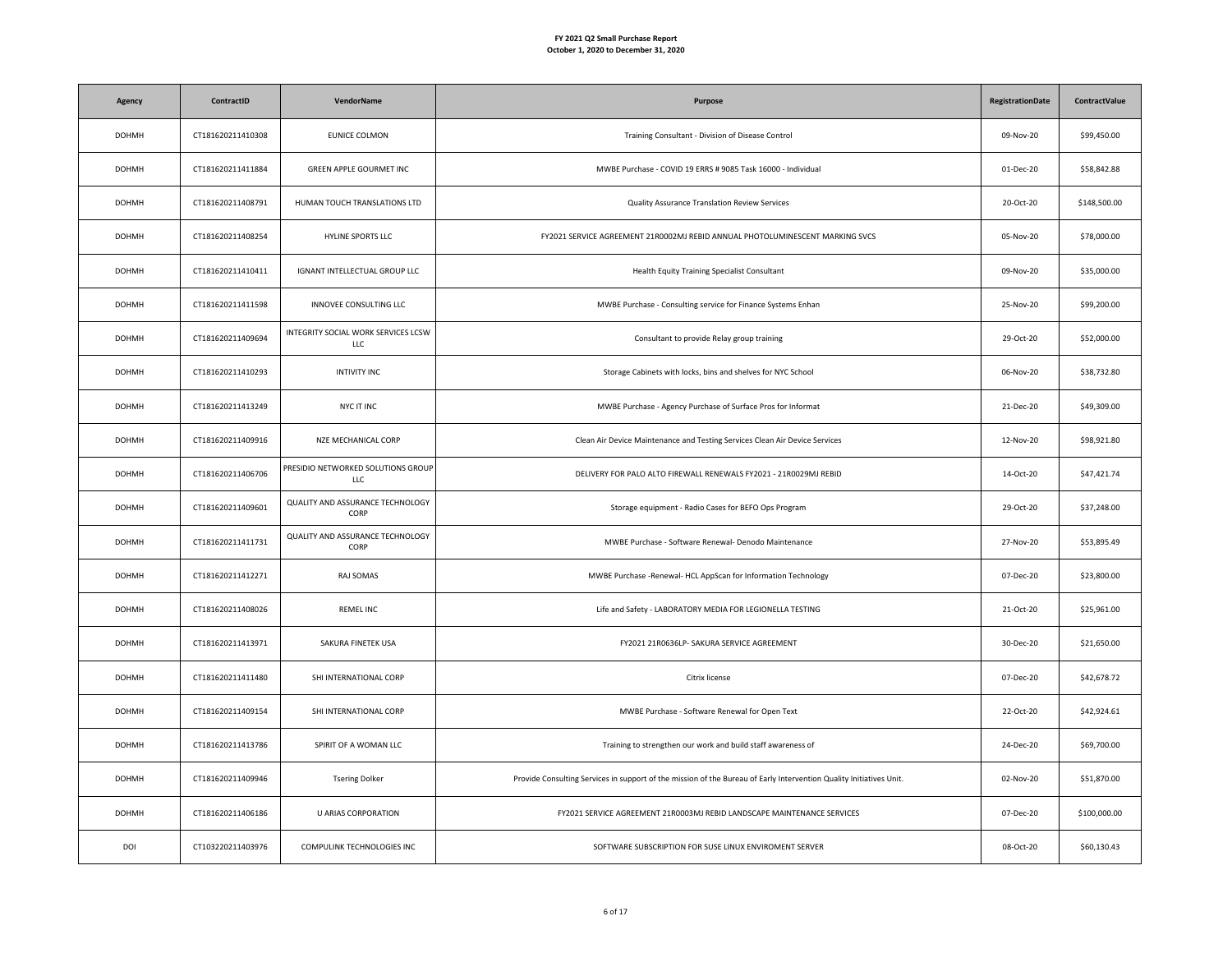**FY 2021 Q2 Small Purchase Report**
**October 1, 2020 to December 31, 2020**

| Agency | ContractID | VendorName | Purpose | RegistrationDate | ContractValue |
|---|---|---|---|---|---|
| DOHMH | CT181620211410308 | EUNICE COLMON | Training Consultant - Division of Disease Control | 09-Nov-20 | $99,450.00 |
| DOHMH | CT181620211411884 | GREEN APPLE GOURMET INC | MWBE Purchase - COVID 19 ERRS # 9085 Task 16000 - Individual | 01-Dec-20 | $58,842.88 |
| DOHMH | CT181620211408791 | HUMAN TOUCH TRANSLATIONS LTD | Quality Assurance Translation Review Services | 20-Oct-20 | $148,500.00 |
| DOHMH | CT181620211408254 | HYLINE SPORTS LLC | FY2021 SERVICE AGREEMENT 21R0002MJ REBID ANNUAL PHOTOLUMINESCENT MARKING SVCS | 05-Nov-20 | $78,000.00 |
| DOHMH | CT181620211410411 | IGNANT INTELLECTUAL GROUP LLC | Health Equity Training Specialist Consultant | 09-Nov-20 | $35,000.00 |
| DOHMH | CT181620211411598 | INNOVEE CONSULTING LLC | MWBE Purchase - Consulting service for Finance Systems Enhan | 25-Nov-20 | $99,200.00 |
| DOHMH | CT181620211409694 | INTEGRITY SOCIAL WORK SERVICES LCSW LLC | Consultant to provide Relay group training | 29-Oct-20 | $52,000.00 |
| DOHMH | CT181620211410293 | INTIVITY INC | Storage Cabinets with locks, bins and shelves for NYC School | 06-Nov-20 | $38,732.80 |
| DOHMH | CT181620211413249 | NYC IT INC | MWBE Purchase - Agency Purchase of Surface Pros for Informat | 21-Dec-20 | $49,309.00 |
| DOHMH | CT181620211409916 | NZE MECHANICAL CORP | Clean Air Device Maintenance and Testing Services Clean Air Device Services | 12-Nov-20 | $98,921.80 |
| DOHMH | CT181620211406706 | PRESIDIO NETWORKED SOLUTIONS GROUP LLC | DELIVERY FOR PALO ALTO FIREWALL RENEWALS FY2021 - 21R0029MJ REBID | 14-Oct-20 | $47,421.74 |
| DOHMH | CT181620211409601 | QUALITY AND ASSURANCE TECHNOLOGY CORP | Storage equipment - Radio Cases for BEFO Ops Program | 29-Oct-20 | $37,248.00 |
| DOHMH | CT181620211411731 | QUALITY AND ASSURANCE TECHNOLOGY CORP | MWBE Purchase - Software Renewal- Denodo Maintenance | 27-Nov-20 | $53,895.49 |
| DOHMH | CT181620211412271 | RAJ SOMAS | MWBE Purchase -Renewal- HCL AppScan for Information Technology | 07-Dec-20 | $23,800.00 |
| DOHMH | CT181620211408026 | REMEL INC | Life and Safety - LABORATORY MEDIA FOR LEGIONELLA TESTING | 21-Oct-20 | $25,961.00 |
| DOHMH | CT181620211413971 | SAKURA FINETEK USA | FY2021 21R0636LP- SAKURA SERVICE AGREEMENT | 30-Dec-20 | $21,650.00 |
| DOHMH | CT181620211411480 | SHI INTERNATIONAL CORP | Citrix license | 07-Dec-20 | $42,678.72 |
| DOHMH | CT181620211409154 | SHI INTERNATIONAL CORP | MWBE Purchase - Software Renewal for Open Text | 22-Oct-20 | $42,924.61 |
| DOHMH | CT181620211413786 | SPIRIT OF A WOMAN LLC | Training to strengthen our work and build staff awareness of | 24-Dec-20 | $69,700.00 |
| DOHMH | CT181620211409946 | Tsering Dolker | Provide Consulting Services in support of the mission of the Bureau of Early Intervention Quality Initiatives Unit. | 02-Nov-20 | $51,870.00 |
| DOHMH | CT181620211406186 | U ARIAS CORPORATION | FY2021 SERVICE AGREEMENT 21R0003MJ REBID LANDSCAPE MAINTENANCE SERVICES | 07-Dec-20 | $100,000.00 |
| DOI | CT103220211403976 | COMPULINK TECHNOLOGIES INC | SOFTWARE SUBSCRIPTION FOR SUSE LINUX ENVIROMENT SERVER | 08-Oct-20 | $60,130.43 |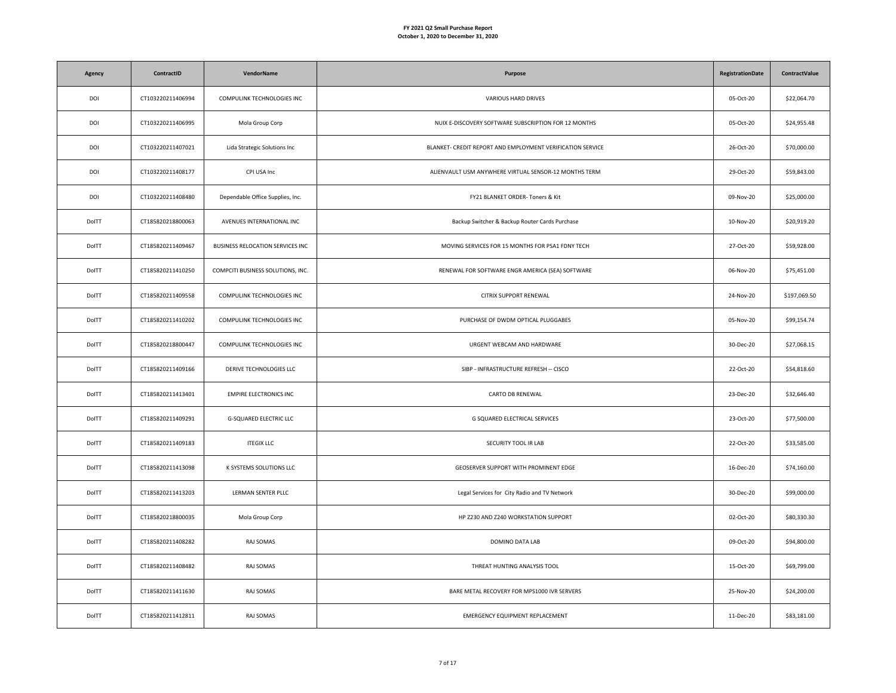**FY 2021 Q2 Small Purchase Report**
**October 1, 2020 to December 31, 2020**

| Agency | ContractID | VendorName | Purpose | RegistrationDate | ContractValue |
|---|---|---|---|---|---|
| DOI | CT103220211406994 | COMPULINK TECHNOLOGIES INC | VARIOUS HARD DRIVES | 05-Oct-20 | $22,064.70 |
| DOI | CT103220211406995 | Mola Group Corp | NUIX E-DISCOVERY SOFTWARE SUBSCRIPTION FOR 12 MONTHS | 05-Oct-20 | $24,955.48 |
| DOI | CT103220211407021 | Lida Strategic Solutions Inc | BLANKET- CREDIT REPORT AND EMPLOYMENT VERIFICATION SERVICE | 26-Oct-20 | $70,000.00 |
| DOI | CT103220211408177 | CPI USA Inc | ALIENVAULT USM ANYWHERE VIRTUAL SENSOR-12 MONTHS TERM | 29-Oct-20 | $59,843.00 |
| DOI | CT103220211408480 | Dependable Office Supplies, Inc. | FY21 BLANKET ORDER- Toners & Kit | 09-Nov-20 | $25,000.00 |
| DoITT | CT185820218800063 | AVENUES INTERNATIONAL INC | Backup Switcher & Backup Router Cards Purchase | 10-Nov-20 | $20,919.20 |
| DoITT | CT185820211409467 | BUSINESS RELOCATION SERVICES INC | MOVING SERVICES FOR 15 MONTHS FOR PSA1 FDNY TECH | 27-Oct-20 | $59,928.00 |
| DoITT | CT185820211410250 | COMPCITI BUSINESS SOLUTIONS, INC. | RENEWAL FOR SOFTWARE ENGR AMERICA (SEA) SOFTWARE | 06-Nov-20 | $75,451.00 |
| DoITT | CT185820211409558 | COMPULINK TECHNOLOGIES INC | CITRIX SUPPORT RENEWAL | 24-Nov-20 | $197,069.50 |
| DoITT | CT185820211410202 | COMPULINK TECHNOLOGIES INC | PURCHASE OF DWDM OPTICAL PLUGGABES | 05-Nov-20 | $99,154.74 |
| DoITT | CT185820218800447 | COMPULINK TECHNOLOGIES INC | URGENT WEBCAM AND HARDWARE | 30-Dec-20 | $27,068.15 |
| DoITT | CT185820211409166 | DERIVE TECHNOLOGIES LLC | SIBP - INFRASTRUCTURE REFRESH -- CISCO | 22-Oct-20 | $54,818.60 |
| DoITT | CT185820211413401 | EMPIRE ELECTRONICS INC | CARTO DB RENEWAL | 23-Dec-20 | $32,646.40 |
| DoITT | CT185820211409291 | G-SQUARED ELECTRIC LLC | G SQUARED ELECTRICAL SERVICES | 23-Oct-20 | $77,500.00 |
| DoITT | CT185820211409183 | ITEGIX LLC | SECURITY TOOL IR LAB | 22-Oct-20 | $33,585.00 |
| DoITT | CT185820211413098 | K SYSTEMS SOLUTIONS LLC | GEOSERVER SUPPORT WITH PROMINENT EDGE | 16-Dec-20 | $74,160.00 |
| DoITT | CT185820211413203 | LERMAN SENTER PLLC | Legal Services for City Radio and TV Network | 30-Dec-20 | $99,000.00 |
| DoITT | CT185820218800035 | Mola Group Corp | HP Z230 AND Z240 WORKSTATION SUPPORT | 02-Oct-20 | $80,330.30 |
| DoITT | CT185820211408282 | RAJ SOMAS | DOMINO DATA LAB | 09-Oct-20 | $94,800.00 |
| DoITT | CT185820211408482 | RAJ SOMAS | THREAT HUNTING ANALYSIS TOOL | 15-Oct-20 | $69,799.00 |
| DoITT | CT185820211411630 | RAJ SOMAS | BARE METAL RECOVERY FOR MPS1000 IVR SERVERS | 25-Nov-20 | $24,200.00 |
| DoITT | CT185820211412811 | RAJ SOMAS | EMERGENCY EQUIPMENT REPLACEMENT | 11-Dec-20 | $83,181.00 |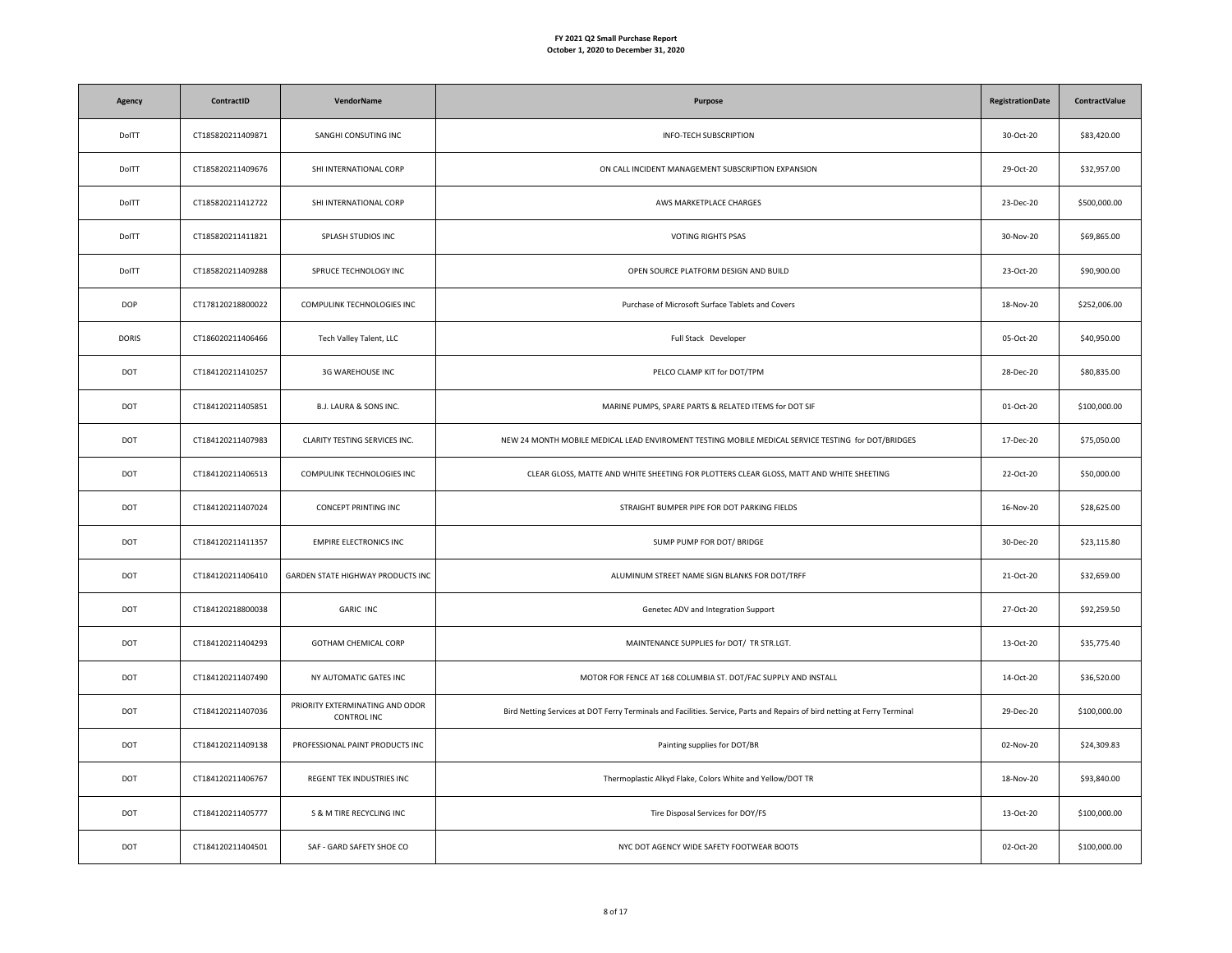**FY 2021 Q2 Small Purchase Report**
**October 1, 2020 to December 31, 2020**

| Agency | ContractID | VendorName | Purpose | RegistrationDate | ContractValue |
|---|---|---|---|---|---|
| DoITT | CT185820211409871 | SANGHI CONSUTING INC | INFO-TECH SUBSCRIPTION | 30-Oct-20 | $83,420.00 |
| DoITT | CT185820211409676 | SHI INTERNATIONAL CORP | ON CALL INCIDENT MANAGEMENT SUBSCRIPTION EXPANSION | 29-Oct-20 | $32,957.00 |
| DoITT | CT185820211412722 | SHI INTERNATIONAL CORP | AWS MARKETPLACE CHARGES | 23-Dec-20 | $500,000.00 |
| DoITT | CT185820211411821 | SPLASH STUDIOS INC | VOTING RIGHTS PSAS | 30-Nov-20 | $69,865.00 |
| DoITT | CT185820211409288 | SPRUCE TECHNOLOGY INC | OPEN SOURCE PLATFORM DESIGN AND BUILD | 23-Oct-20 | $90,900.00 |
| DOP | CT178120218800022 | COMPULINK TECHNOLOGIES INC | Purchase of Microsoft Surface Tablets and Covers | 18-Nov-20 | $252,006.00 |
| DORIS | CT186020211406466 | Tech Valley Talent, LLC | Full Stack Developer | 05-Oct-20 | $40,950.00 |
| DOT | CT184120211410257 | 3G WAREHOUSE INC | PELCO CLAMP KIT for DOT/TPM | 28-Dec-20 | $80,835.00 |
| DOT | CT184120211405851 | B.J. LAURA & SONS INC. | MARINE PUMPS, SPARE PARTS & RELATED ITEMS for DOT SIF | 01-Oct-20 | $100,000.00 |
| DOT | CT184120211407983 | CLARITY TESTING SERVICES INC. | NEW 24 MONTH MOBILE MEDICAL LEAD ENVIROMENT TESTING MOBILE MEDICAL SERVICE TESTING for DOT/BRIDGES | 17-Dec-20 | $75,050.00 |
| DOT | CT184120211406513 | COMPULINK TECHNOLOGIES INC | CLEAR GLOSS, MATTE AND WHITE SHEETING FOR PLOTTERS CLEAR GLOSS, MATT AND WHITE SHEETING | 22-Oct-20 | $50,000.00 |
| DOT | CT184120211407024 | CONCEPT PRINTING INC | STRAIGHT BUMPER PIPE FOR DOT PARKING FIELDS | 16-Nov-20 | $28,625.00 |
| DOT | CT184120211411357 | EMPIRE ELECTRONICS INC | SUMP PUMP FOR DOT/ BRIDGE | 30-Dec-20 | $23,115.80 |
| DOT | CT184120211406410 | GARDEN STATE HIGHWAY PRODUCTS INC | ALUMINUM STREET NAME SIGN BLANKS FOR DOT/TRFF | 21-Oct-20 | $32,659.00 |
| DOT | CT184120218800038 | GARIC INC | Genetec ADV and Integration Support | 27-Oct-20 | $92,259.50 |
| DOT | CT184120211404293 | GOTHAM CHEMICAL CORP | MAINTENANCE SUPPLIES for DOT/ TR STR.LGT. | 13-Oct-20 | $35,775.40 |
| DOT | CT184120211407490 | NY AUTOMATIC GATES INC | MOTOR FOR FENCE AT 168 COLUMBIA ST. DOT/FAC SUPPLY AND INSTALL | 14-Oct-20 | $36,520.00 |
| DOT | CT184120211407036 | PRIORITY EXTERMINATING AND ODOR CONTROL INC | Bird Netting Services at DOT Ferry Terminals and Facilities. Service, Parts and Repairs of bird netting at Ferry Terminal | 29-Dec-20 | $100,000.00 |
| DOT | CT184120211409138 | PROFESSIONAL PAINT PRODUCTS INC | Painting supplies for DOT/BR | 02-Nov-20 | $24,309.83 |
| DOT | CT184120211406767 | REGENT TEK INDUSTRIES INC | Thermoplastic Alkyd Flake, Colors White and Yellow/DOT TR | 18-Nov-20 | $93,840.00 |
| DOT | CT184120211405777 | S & M TIRE RECYCLING INC | Tire Disposal Services for DOY/FS | 13-Oct-20 | $100,000.00 |
| DOT | CT184120211404501 | SAF - GARD SAFETY SHOE CO | NYC DOT AGENCY WIDE SAFETY FOOTWEAR BOOTS | 02-Oct-20 | $100,000.00 |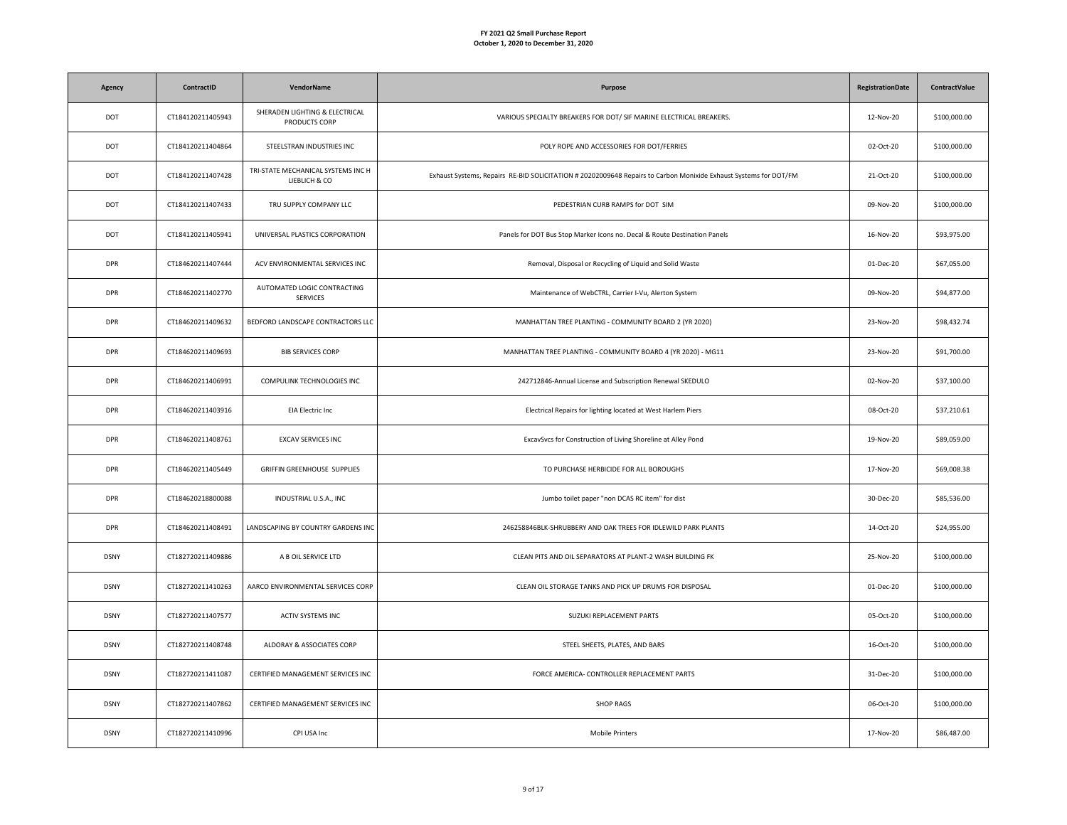**FY 2021 Q2 Small Purchase Report**
**October 1, 2020 to December 31, 2020**

| Agency | ContractID | VendorName | Purpose | RegistrationDate | ContractValue |
|---|---|---|---|---|---|
| DOT | CT184120211405943 | SHERADEN LIGHTING & ELECTRICAL PRODUCTS CORP | VARIOUS SPECIALTY BREAKERS FOR DOT/ SIF MARINE ELECTRICAL BREAKERS. | 12-Nov-20 | $100,000.00 |
| DOT | CT184120211404864 | STEELSTRAN INDUSTRIES INC | POLY ROPE AND ACCESSORIES FOR DOT/FERRIES | 02-Oct-20 | $100,000.00 |
| DOT | CT184120211407428 | TRI-STATE MECHANICAL SYSTEMS INC H LIEBLICH & CO | Exhaust Systems, Repairs RE-BID SOLICITATION # 20202009648 Repairs to Carbon Monixide Exhaust Systems for DOT/FM | 21-Oct-20 | $100,000.00 |
| DOT | CT184120211407433 | TRU SUPPLY COMPANY LLC | PEDESTRIAN CURB RAMPS for DOT SIM | 09-Nov-20 | $100,000.00 |
| DOT | CT184120211405941 | UNIVERSAL PLASTICS CORPORATION | Panels for DOT Bus Stop Marker Icons no. Decal & Route Destination Panels | 16-Nov-20 | $93,975.00 |
| DPR | CT184620211407444 | ACV ENVIRONMENTAL SERVICES INC | Removal, Disposal or Recycling of Liquid and Solid Waste | 01-Dec-20 | $67,055.00 |
| DPR | CT184620211402770 | AUTOMATED LOGIC CONTRACTING SERVICES | Maintenance of WebCTRL, Carrier I-Vu, Alerton System | 09-Nov-20 | $94,877.00 |
| DPR | CT184620211409632 | BEDFORD LANDSCAPE CONTRACTORS LLC | MANHATTAN TREE PLANTING - COMMUNITY BOARD 2 (YR 2020) | 23-Nov-20 | $98,432.74 |
| DPR | CT184620211409693 | BIB SERVICES CORP | MANHATTAN TREE PLANTING - COMMUNITY BOARD 4 (YR 2020) - MG11 | 23-Nov-20 | $91,700.00 |
| DPR | CT184620211406991 | COMPULINK TECHNOLOGIES INC | 242712846-Annual License and Subscription Renewal SKEDULO | 02-Nov-20 | $37,100.00 |
| DPR | CT184620211403916 | EIA Electric Inc | Electrical Repairs for lighting located at West Harlem Piers | 08-Oct-20 | $37,210.61 |
| DPR | CT184620211408761 | EXCAV SERVICES INC | ExcavSvcs for Construction of Living Shoreline at Alley Pond | 19-Nov-20 | $89,059.00 |
| DPR | CT184620211405449 | GRIFFIN GREENHOUSE SUPPLIES | TO PURCHASE HERBICIDE FOR ALL BOROUGHS | 17-Nov-20 | $69,008.38 |
| DPR | CT184620218800088 | INDUSTRIAL U.S.A., INC | Jumbo toilet paper "non DCAS RC item" for dist | 30-Dec-20 | $85,536.00 |
| DPR | CT184620211408491 | LANDSCAPING BY COUNTRY GARDENS INC | 246258846BLK-SHRUBBERY AND OAK TREES FOR IDLEWILD PARK PLANTS | 14-Oct-20 | $24,955.00 |
| DSNY | CT182720211409886 | A B OIL SERVICE LTD | CLEAN PITS AND OIL SEPARATORS AT PLANT-2 WASH BUILDING FK | 25-Nov-20 | $100,000.00 |
| DSNY | CT182720211410263 | AARCO ENVIRONMENTAL SERVICES CORP | CLEAN OIL STORAGE TANKS AND PICK UP DRUMS FOR DISPOSAL | 01-Dec-20 | $100,000.00 |
| DSNY | CT182720211407577 | ACTIV SYSTEMS INC | SUZUKI REPLACEMENT PARTS | 05-Oct-20 | $100,000.00 |
| DSNY | CT182720211408748 | ALDORAY & ASSOCIATES CORP | STEEL SHEETS, PLATES, AND BARS | 16-Oct-20 | $100,000.00 |
| DSNY | CT182720211411087 | CERTIFIED MANAGEMENT SERVICES INC | FORCE AMERICA- CONTROLLER REPLACEMENT PARTS | 31-Dec-20 | $100,000.00 |
| DSNY | CT182720211407862 | CERTIFIED MANAGEMENT SERVICES INC | SHOP RAGS | 06-Oct-20 | $100,000.00 |
| DSNY | CT182720211410996 | CPI USA Inc | Mobile Printers | 17-Nov-20 | $86,487.00 |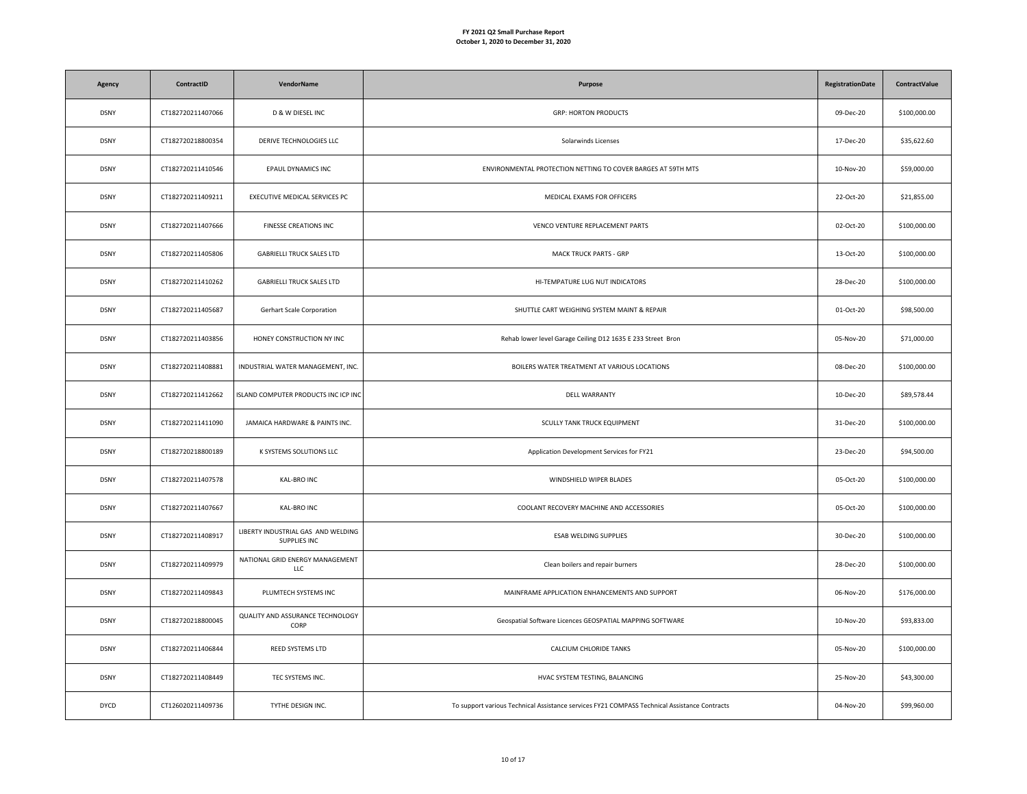**FY 2021 Q2 Small Purchase Report**
**October 1, 2020 to December 31, 2020**

| Agency | ContractID | VendorName | Purpose | RegistrationDate | ContractValue |
|---|---|---|---|---|---|
| DSNY | CT182720211407066 | D & W DIESEL INC | GRP: HORTON PRODUCTS | 09-Dec-20 | $100,000.00 |
| DSNY | CT182720218800354 | DERIVE TECHNOLOGIES LLC | Solarwinds Licenses | 17-Dec-20 | $35,622.60 |
| DSNY | CT182720211410546 | EPAUL DYNAMICS INC | ENVIRONMENTAL PROTECTION NETTING TO COVER BARGES AT 59TH MTS | 10-Nov-20 | $59,000.00 |
| DSNY | CT182720211409211 | EXECUTIVE MEDICAL SERVICES PC | MEDICAL EXAMS FOR OFFICERS | 22-Oct-20 | $21,855.00 |
| DSNY | CT182720211407666 | FINESSE CREATIONS INC | VENCO VENTURE REPLACEMENT PARTS | 02-Oct-20 | $100,000.00 |
| DSNY | CT182720211405806 | GABRIELLI TRUCK SALES LTD | MACK TRUCK PARTS - GRP | 13-Oct-20 | $100,000.00 |
| DSNY | CT182720211410262 | GABRIELLI TRUCK SALES LTD | HI-TEMPATURE LUG NUT INDICATORS | 28-Dec-20 | $100,000.00 |
| DSNY | CT182720211405687 | Gerhart Scale Corporation | SHUTTLE CART WEIGHING SYSTEM MAINT & REPAIR | 01-Oct-20 | $98,500.00 |
| DSNY | CT182720211403856 | HONEY CONSTRUCTION NY INC | Rehab lower level Garage Ceiling D12 1635 E 233 Street Bron | 05-Nov-20 | $71,000.00 |
| DSNY | CT182720211408881 | INDUSTRIAL WATER MANAGEMENT, INC. | BOILERS WATER TREATMENT AT VARIOUS LOCATIONS | 08-Dec-20 | $100,000.00 |
| DSNY | CT182720211412662 | ISLAND COMPUTER PRODUCTS INC ICP INC | DELL WARRANTY | 10-Dec-20 | $89,578.44 |
| DSNY | CT182720211411090 | JAMAICA HARDWARE & PAINTS INC. | SCULLY TANK TRUCK EQUIPMENT | 31-Dec-20 | $100,000.00 |
| DSNY | CT182720218800189 | K SYSTEMS SOLUTIONS LLC | Application Development Services for FY21 | 23-Dec-20 | $94,500.00 |
| DSNY | CT182720211407578 | KAL-BRO INC | WINDSHIELD WIPER BLADES | 05-Oct-20 | $100,000.00 |
| DSNY | CT182720211407667 | KAL-BRO INC | COOLANT RECOVERY MACHINE AND ACCESSORIES | 05-Oct-20 | $100,000.00 |
| DSNY | CT182720211408917 | LIBERTY INDUSTRIAL GAS AND WELDING SUPPLIES INC | ESAB WELDING SUPPLIES | 30-Dec-20 | $100,000.00 |
| DSNY | CT182720211409979 | NATIONAL GRID ENERGY MANAGEMENT LLC | Clean boilers and repair burners | 28-Dec-20 | $100,000.00 |
| DSNY | CT182720211409843 | PLUMTECH SYSTEMS INC | MAINFRAME APPLICATION ENHANCEMENTS AND SUPPORT | 06-Nov-20 | $176,000.00 |
| DSNY | CT182720218800045 | QUALITY AND ASSURANCE TECHNOLOGY CORP | Geospatial Software Licences GEOSPATIAL MAPPING SOFTWARE | 10-Nov-20 | $93,833.00 |
| DSNY | CT182720211406844 | REED SYSTEMS LTD | CALCIUM CHLORIDE TANKS | 05-Nov-20 | $100,000.00 |
| DSNY | CT182720211408449 | TEC SYSTEMS INC. | HVAC SYSTEM TESTING, BALANCING | 25-Nov-20 | $43,300.00 |
| DYCD | CT126020211409736 | TYTHE DESIGN INC. | To support various Technical Assistance services FY21 COMPASS Technical Assistance Contracts | 04-Nov-20 | $99,960.00 |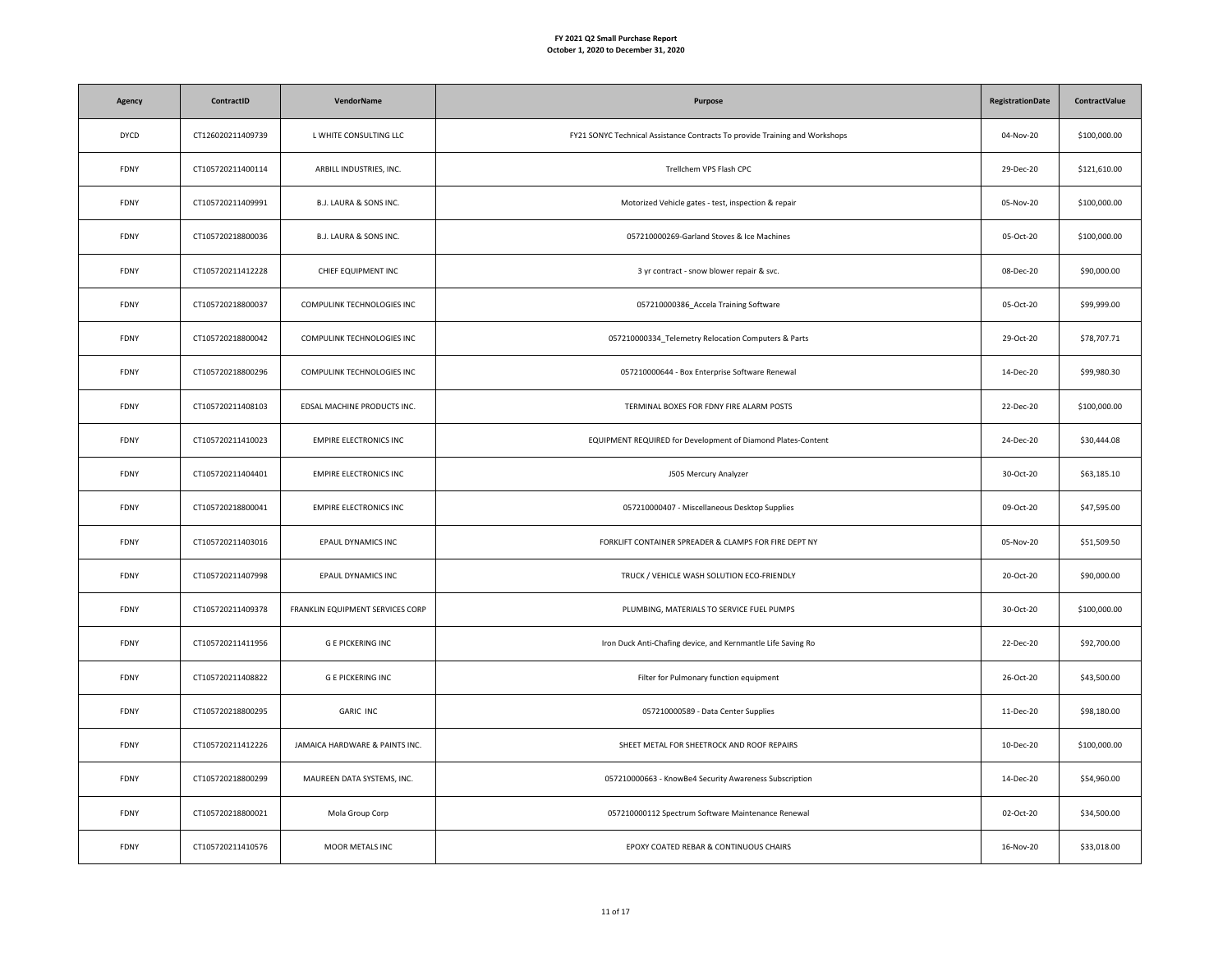**FY 2021 Q2 Small Purchase Report**
**October 1, 2020 to December 31, 2020**

| Agency | ContractID | VendorName | Purpose | RegistrationDate | ContractValue |
|---|---|---|---|---|---|
| DYCD | CT126020211409739 | L WHITE CONSULTING LLC | FY21 SONYC Technical Assistance Contracts To provide Training and Workshops | 04-Nov-20 | $100,000.00 |
| FDNY | CT105720211400114 | ARBILL INDUSTRIES, INC. | Trellchem VPS Flash CPC | 29-Dec-20 | $121,610.00 |
| FDNY | CT105720211409991 | B.J. LAURA & SONS INC. | Motorized Vehicle gates - test, inspection & repair | 05-Nov-20 | $100,000.00 |
| FDNY | CT105720218800036 | B.J. LAURA & SONS INC. | 057210000269-Garland Stoves & Ice Machines | 05-Oct-20 | $100,000.00 |
| FDNY | CT105720211412228 | CHIEF EQUIPMENT INC | 3 yr contract - snow blower repair & svc. | 08-Dec-20 | $90,000.00 |
| FDNY | CT105720218800037 | COMPULINK TECHNOLOGIES INC | 057210000386_Accela Training Software | 05-Oct-20 | $99,999.00 |
| FDNY | CT105720218800042 | COMPULINK TECHNOLOGIES INC | 057210000334_Telemetry Relocation Computers & Parts | 29-Oct-20 | $78,707.71 |
| FDNY | CT105720218800296 | COMPULINK TECHNOLOGIES INC | 057210000644 - Box Enterprise Software Renewal | 14-Dec-20 | $99,980.30 |
| FDNY | CT105720211408103 | EDSAL MACHINE PRODUCTS INC. | TERMINAL BOXES FOR FDNY FIRE ALARM POSTS | 22-Dec-20 | $100,000.00 |
| FDNY | CT105720211410023 | EMPIRE ELECTRONICS INC | EQUIPMENT REQUIRED for Development of Diamond Plates-Content | 24-Dec-20 | $30,444.08 |
| FDNY | CT105720211404401 | EMPIRE ELECTRONICS INC | J505 Mercury Analyzer | 30-Oct-20 | $63,185.10 |
| FDNY | CT105720218800041 | EMPIRE ELECTRONICS INC | 057210000407 - Miscellaneous Desktop Supplies | 09-Oct-20 | $47,595.00 |
| FDNY | CT105720211403016 | EPAUL DYNAMICS INC | FORKLIFT CONTAINER SPREADER & CLAMPS FOR FIRE DEPT NY | 05-Nov-20 | $51,509.50 |
| FDNY | CT105720211407998 | EPAUL DYNAMICS INC | TRUCK / VEHICLE WASH SOLUTION ECO-FRIENDLY | 20-Oct-20 | $90,000.00 |
| FDNY | CT105720211409378 | FRANKLIN EQUIPMENT SERVICES CORP | PLUMBING, MATERIALS TO SERVICE FUEL PUMPS | 30-Oct-20 | $100,000.00 |
| FDNY | CT105720211411956 | G E PICKERING INC | Iron Duck Anti-Chafing device, and Kernmantle Life Saving Ro | 22-Dec-20 | $92,700.00 |
| FDNY | CT105720211408822 | G E PICKERING INC | Filter for Pulmonary function equipment | 26-Oct-20 | $43,500.00 |
| FDNY | CT105720218800295 | GARIC INC | 057210000589 - Data Center Supplies | 11-Dec-20 | $98,180.00 |
| FDNY | CT105720211412226 | JAMAICA HARDWARE & PAINTS INC. | SHEET METAL FOR SHEETROCK AND ROOF REPAIRS | 10-Dec-20 | $100,000.00 |
| FDNY | CT105720218800299 | MAUREEN DATA SYSTEMS, INC. | 057210000663 - KnowBe4 Security Awareness Subscription | 14-Dec-20 | $54,960.00 |
| FDNY | CT105720218800021 | Mola Group Corp | 057210000112 Spectrum Software Maintenance Renewal | 02-Oct-20 | $34,500.00 |
| FDNY | CT105720211410576 | MOOR METALS INC | EPOXY COATED REBAR & CONTINUOUS CHAIRS | 16-Nov-20 | $33,018.00 |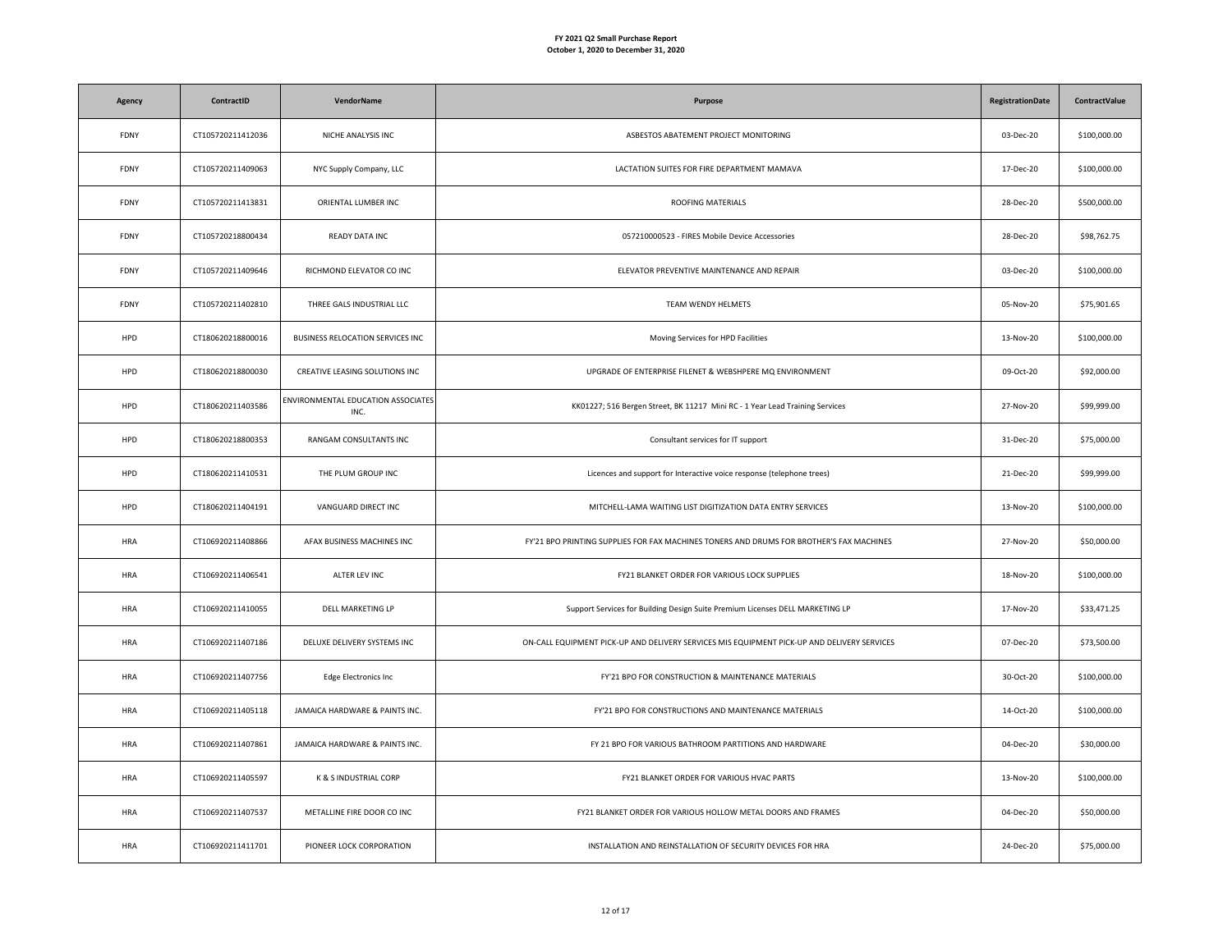**FY 2021 Q2 Small Purchase Report**
**October 1, 2020 to December 31, 2020**

| Agency | ContractID | VendorName | Purpose | RegistrationDate | ContractValue |
|---|---|---|---|---|---|
| FDNY | CT105720211412036 | NICHE ANALYSIS INC | ASBESTOS ABATEMENT PROJECT MONITORING | 03-Dec-20 | $100,000.00 |
| FDNY | CT105720211409063 | NYC Supply Company, LLC | LACTATION SUITES FOR FIRE DEPARTMENT MAMAVA | 17-Dec-20 | $100,000.00 |
| FDNY | CT105720211413831 | ORIENTAL LUMBER INC | ROOFING MATERIALS | 28-Dec-20 | $500,000.00 |
| FDNY | CT105720218800434 | READY DATA INC | 057210000523 - FIRES Mobile Device Accessories | 28-Dec-20 | $98,762.75 |
| FDNY | CT105720211409646 | RICHMOND ELEVATOR CO INC | ELEVATOR PREVENTIVE MAINTENANCE AND REPAIR | 03-Dec-20 | $100,000.00 |
| FDNY | CT105720211402810 | THREE GALS INDUSTRIAL LLC | TEAM WENDY HELMETS | 05-Nov-20 | $75,901.65 |
| HPD | CT180620218800016 | BUSINESS RELOCATION SERVICES INC | Moving Services for HPD Facilities | 13-Nov-20 | $100,000.00 |
| HPD | CT180620218800030 | CREATIVE LEASING SOLUTIONS INC | UPGRADE OF ENTERPRISE FILENET & WEBSHPERE MQ ENVIRONMENT | 09-Oct-20 | $92,000.00 |
| HPD | CT180620211403586 | ENVIRONMENTAL EDUCATION ASSOCIATES INC. | KK01227; 516 Bergen Street, BK 11217 Mini RC - 1 Year Lead Training Services | 27-Nov-20 | $99,999.00 |
| HPD | CT180620218800353 | RANGAM CONSULTANTS INC | Consultant services for IT support | 31-Dec-20 | $75,000.00 |
| HPD | CT180620211410531 | THE PLUM GROUP INC | Licences and support for Interactive voice response (telephone trees) | 21-Dec-20 | $99,999.00 |
| HPD | CT180620211404191 | VANGUARD DIRECT INC | MITCHELL-LAMA WAITING LIST DIGITIZATION DATA ENTRY SERVICES | 13-Nov-20 | $100,000.00 |
| HRA | CT106920211408866 | AFAX BUSINESS MACHINES INC | FY'21 BPO PRINTING SUPPLIES FOR FAX MACHINES TONERS AND DRUMS FOR BROTHER'S FAX MACHINES | 27-Nov-20 | $50,000.00 |
| HRA | CT106920211406541 | ALTER LEV INC | FY21 BLANKET ORDER FOR VARIOUS LOCK SUPPLIES | 18-Nov-20 | $100,000.00 |
| HRA | CT106920211410055 | DELL MARKETING LP | Support Services for Building Design Suite Premium Licenses DELL MARKETING LP | 17-Nov-20 | $33,471.25 |
| HRA | CT106920211407186 | DELUXE DELIVERY SYSTEMS INC | ON-CALL EQUIPMENT PICK-UP AND DELIVERY SERVICES MIS EQUIPMENT PICK-UP AND DELIVERY SERVICES | 07-Dec-20 | $73,500.00 |
| HRA | CT106920211407756 | Edge Electronics Inc | FY'21 BPO FOR CONSTRUCTION & MAINTENANCE MATERIALS | 30-Oct-20 | $100,000.00 |
| HRA | CT106920211405118 | JAMAICA HARDWARE & PAINTS INC. | FY'21 BPO FOR CONSTRUCTIONS AND MAINTENANCE MATERIALS | 14-Oct-20 | $100,000.00 |
| HRA | CT106920211407861 | JAMAICA HARDWARE & PAINTS INC. | FY 21 BPO FOR VARIOUS BATHROOM PARTITIONS AND HARDWARE | 04-Dec-20 | $30,000.00 |
| HRA | CT106920211405597 | K & S INDUSTRIAL CORP | FY21 BLANKET ORDER FOR VARIOUS HVAC PARTS | 13-Nov-20 | $100,000.00 |
| HRA | CT106920211407537 | METALLINE FIRE DOOR CO INC | FY21 BLANKET ORDER FOR VARIOUS HOLLOW METAL DOORS AND FRAMES | 04-Dec-20 | $50,000.00 |
| HRA | CT106920211411701 | PIONEER LOCK CORPORATION | INSTALLATION AND REINSTALLATION OF SECURITY DEVICES FOR HRA | 24-Dec-20 | $75,000.00 |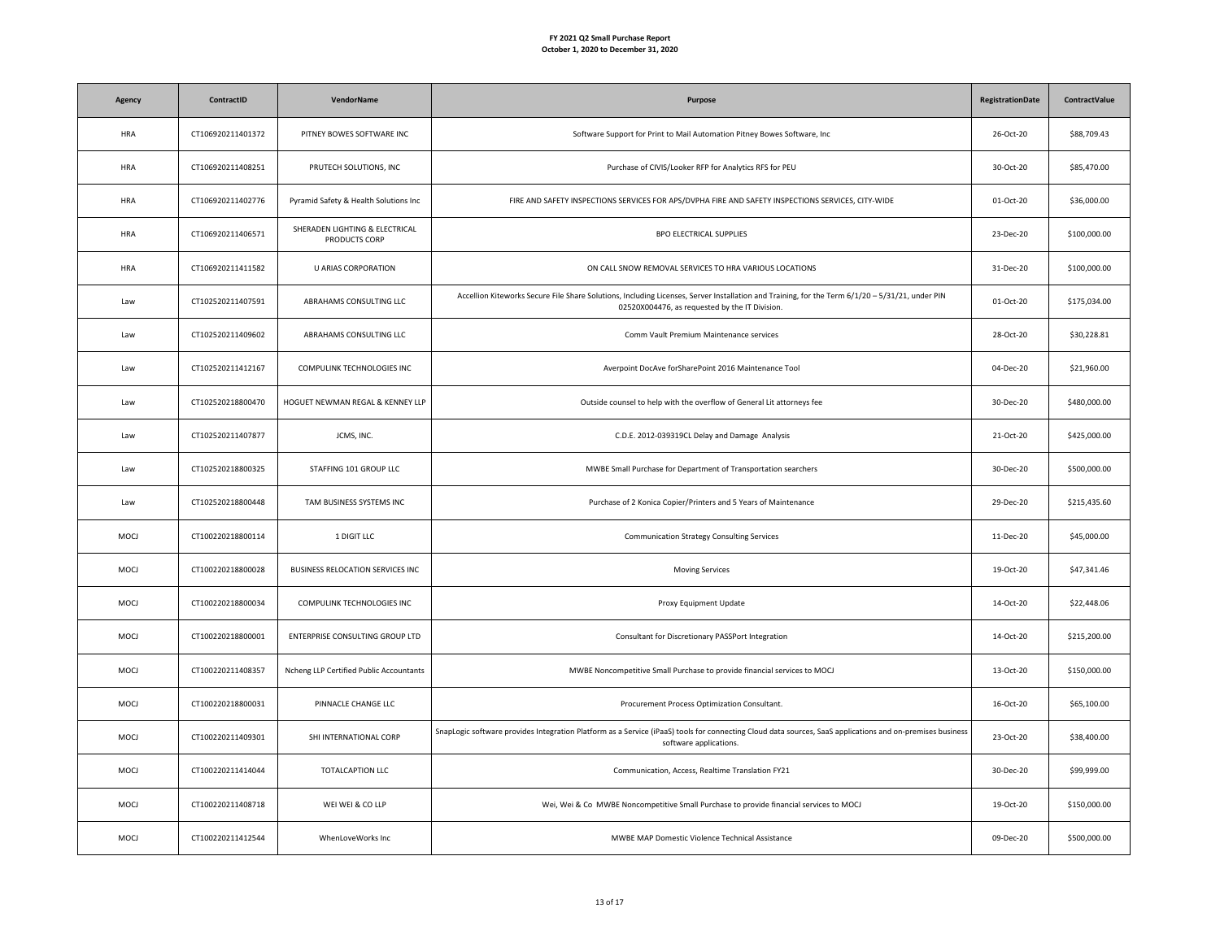**FY 2021 Q2 Small Purchase Report**
**October 1, 2020 to December 31, 2020**

| Agency | ContractID | VendorName | Purpose | RegistrationDate | ContractValue |
|---|---|---|---|---|---|
| HRA | CT106920211401372 | PITNEY BOWES SOFTWARE INC | Software Support for Print to Mail Automation Pitney Bowes Software, Inc | 26-Oct-20 | $88,709.43 |
| HRA | CT106920211408251 | PRUTECH SOLUTIONS, INC | Purchase of CIVIS/Looker RFP for Analytics RFS for PEU | 30-Oct-20 | $85,470.00 |
| HRA | CT106920211402776 | Pyramid Safety & Health Solutions Inc | FIRE AND SAFETY INSPECTIONS SERVICES FOR APS/DVPHA FIRE AND SAFETY INSPECTIONS SERVICES, CITY-WIDE | 01-Oct-20 | $36,000.00 |
| HRA | CT106920211406571 | SHERADEN LIGHTING & ELECTRICAL PRODUCTS CORP | BPO ELECTRICAL SUPPLIES | 23-Dec-20 | $100,000.00 |
| HRA | CT106920211411582 | U ARIAS CORPORATION | ON CALL SNOW REMOVAL SERVICES TO HRA VARIOUS LOCATIONS | 31-Dec-20 | $100,000.00 |
| Law | CT102520211407591 | ABRAHAMS CONSULTING LLC | Accellion Kiteworks Secure File Share Solutions, Including Licenses, Server Installation and Training, for the Term 6/1/20 – 5/31/21, under PIN 02520X004476, as requested by the IT Division. | 01-Oct-20 | $175,034.00 |
| Law | CT102520211409602 | ABRAHAMS CONSULTING LLC | Comm Vault Premium Maintenance services | 28-Oct-20 | $30,228.81 |
| Law | CT102520211412167 | COMPULINK TECHNOLOGIES INC | Averpoint DocAve forSharePoint 2016 Maintenance Tool | 04-Dec-20 | $21,960.00 |
| Law | CT102520218800470 | HOGUET NEWMAN REGAL & KENNEY LLP | Outside counsel to help with the overflow of General Lit attorneys fee | 30-Dec-20 | $480,000.00 |
| Law | CT102520211407877 | JCMS, INC. | C.D.E. 2012-039319CL Delay and Damage Analysis | 21-Oct-20 | $425,000.00 |
| Law | CT102520218800325 | STAFFING 101 GROUP LLC | MWBE Small Purchase for Department of Transportation searchers | 30-Dec-20 | $500,000.00 |
| Law | CT102520218800448 | TAM BUSINESS SYSTEMS INC | Purchase of 2 Konica Copier/Printers and 5 Years of Maintenance | 29-Dec-20 | $215,435.60 |
| MOCJ | CT100220218800114 | 1 DIGIT LLC | Communication Strategy Consulting Services | 11-Dec-20 | $45,000.00 |
| MOCJ | CT100220218800028 | BUSINESS RELOCATION SERVICES INC | Moving Services | 19-Oct-20 | $47,341.46 |
| MOCJ | CT100220218800034 | COMPULINK TECHNOLOGIES INC | Proxy Equipment Update | 14-Oct-20 | $22,448.06 |
| MOCJ | CT100220218800001 | ENTERPRISE CONSULTING GROUP LTD | Consultant for Discretionary PASSPort Integration | 14-Oct-20 | $215,200.00 |
| MOCJ | CT100220211408357 | Ncheng LLP Certified Public Accountants | MWBE Noncompetitive Small Purchase to provide financial services to MOCJ | 13-Oct-20 | $150,000.00 |
| MOCJ | CT100220218800031 | PINNACLE CHANGE LLC | Procurement Process Optimization Consultant. | 16-Oct-20 | $65,100.00 |
| MOCJ | CT100220211409301 | SHI INTERNATIONAL CORP | SnapLogic software provides Integration Platform as a Service (iPaaS) tools for connecting Cloud data sources, SaaS applications and on-premises business software applications. | 23-Oct-20 | $38,400.00 |
| MOCJ | CT100220211414044 | TOTALCAPTION LLC | Communication, Access, Realtime Translation FY21 | 30-Dec-20 | $99,999.00 |
| MOCJ | CT100220211408718 | WEI WEI & CO LLP | Wei, Wei & Co MWBE Noncompetitive Small Purchase to provide financial services to MOCJ | 19-Oct-20 | $150,000.00 |
| MOCJ | CT100220211412544 | WhenLoveWorks Inc | MWBE MAP Domestic Violence Technical Assistance | 09-Dec-20 | $500,000.00 |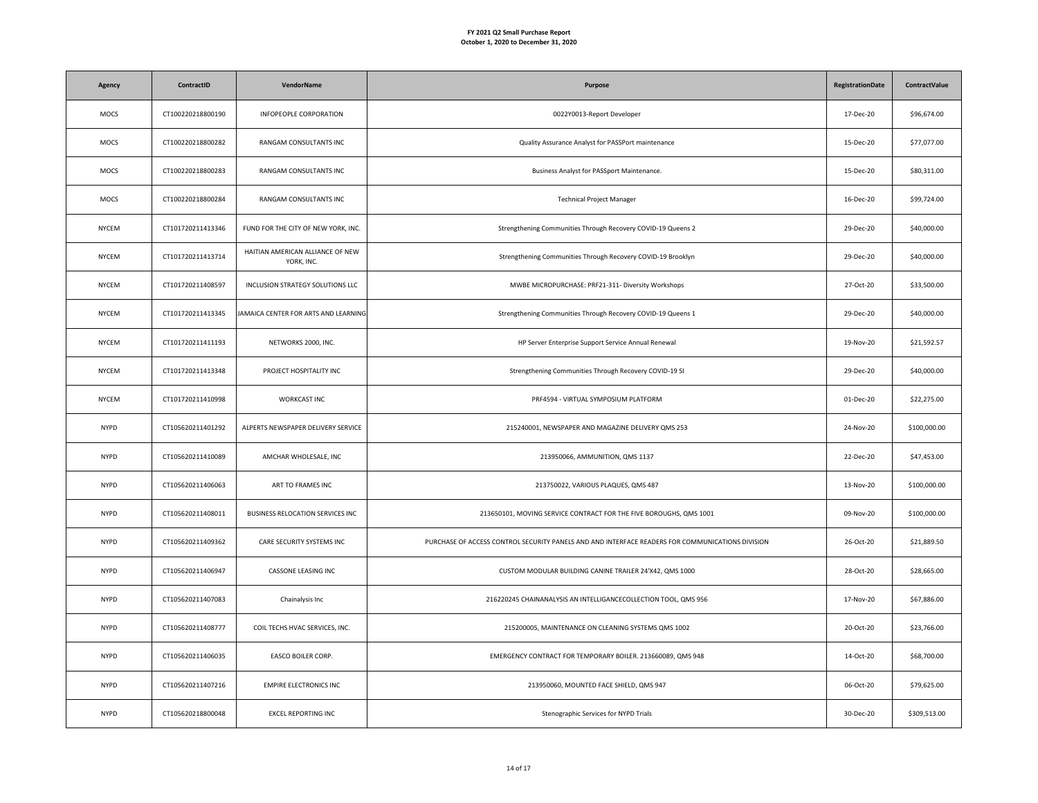**FY 2021 Q2 Small Purchase Report**
**October 1, 2020 to December 31, 2020**

| Agency | ContractID | VendorName | Purpose | RegistrationDate | ContractValue |
|---|---|---|---|---|---|
| MOCS | CT100220218800190 | INFOPEOPLE CORPORATION | 0022Y0013-Report Developer | 17-Dec-20 | $96,674.00 |
| MOCS | CT100220218800282 | RANGAM CONSULTANTS INC | Quality Assurance Analyst for PASSPort maintenance | 15-Dec-20 | $77,077.00 |
| MOCS | CT100220218800283 | RANGAM CONSULTANTS INC | Business Analyst for PASSport Maintenance. | 15-Dec-20 | $80,311.00 |
| MOCS | CT100220218800284 | RANGAM CONSULTANTS INC | Technical Project Manager | 16-Dec-20 | $99,724.00 |
| NYCEM | CT101720211413346 | FUND FOR THE CITY OF NEW YORK, INC. | Strengthening Communities Through Recovery COVID-19 Queens 2 | 29-Dec-20 | $40,000.00 |
| NYCEM | CT101720211413714 | HAITIAN AMERICAN ALLIANCE OF NEW YORK, INC. | Strengthening Communities Through Recovery COVID-19 Brooklyn | 29-Dec-20 | $40,000.00 |
| NYCEM | CT101720211408597 | INCLUSION STRATEGY SOLUTIONS LLC | MWBE MICROPURCHASE: PRF21-311- Diversity Workshops | 27-Oct-20 | $33,500.00 |
| NYCEM | CT101720211413345 | JAMAICA CENTER FOR ARTS AND LEARNING | Strengthening Communities Through Recovery COVID-19 Queens 1 | 29-Dec-20 | $40,000.00 |
| NYCEM | CT101720211411193 | NETWORKS 2000, INC. | HP Server Enterprise Support Service Annual Renewal | 19-Nov-20 | $21,592.57 |
| NYCEM | CT101720211413348 | PROJECT HOSPITALITY INC | Strengthening Communities Through Recovery COVID-19 SI | 29-Dec-20 | $40,000.00 |
| NYCEM | CT101720211410998 | WORKCAST INC | PRF4594 - VIRTUAL SYMPOSIUM PLATFORM | 01-Dec-20 | $22,275.00 |
| NYPD | CT105620211401292 | ALPERTS NEWSPAPER DELIVERY SERVICE | 215240001, NEWSPAPER AND MAGAZINE DELIVERY QMS 253 | 24-Nov-20 | $100,000.00 |
| NYPD | CT105620211410089 | AMCHAR WHOLESALE, INC | 213950066, AMMUNITION, QMS 1137 | 22-Dec-20 | $47,453.00 |
| NYPD | CT105620211406063 | ART TO FRAMES INC | 213750022, VARIOUS PLAQUES, QMS 487 | 13-Nov-20 | $100,000.00 |
| NYPD | CT105620211408011 | BUSINESS RELOCATION SERVICES INC | 213650101, MOVING SERVICE CONTRACT FOR THE FIVE BOROUGHS, QMS 1001 | 09-Nov-20 | $100,000.00 |
| NYPD | CT105620211409362 | CARE SECURITY SYSTEMS INC | PURCHASE OF ACCESS CONTROL SECURITY PANELS AND AND INTERFACE READERS FOR COMMUNICATIONS DIVISION | 26-Oct-20 | $21,889.50 |
| NYPD | CT105620211406947 | CASSONE LEASING INC | CUSTOM MODULAR BUILDING CANINE TRAILER 24'X42, QMS 1000 | 28-Oct-20 | $28,665.00 |
| NYPD | CT105620211407083 | Chainalysis Inc | 216220245 CHAINANALYSIS AN INTELLIGANCECOLLECTION TOOL, QMS 956 | 17-Nov-20 | $67,886.00 |
| NYPD | CT105620211408777 | COIL TECHS HVAC SERVICES, INC. | 215200005, MAINTENANCE ON CLEANING SYSTEMS QMS 1002 | 20-Oct-20 | $23,766.00 |
| NYPD | CT105620211406035 | EASCO BOILER CORP. | EMERGENCY CONTRACT FOR TEMPORARY BOILER. 213660089, QMS 948 | 14-Oct-20 | $68,700.00 |
| NYPD | CT105620211407216 | EMPIRE ELECTRONICS INC | 213950060, MOUNTED FACE SHIELD, QMS 947 | 06-Oct-20 | $79,625.00 |
| NYPD | CT105620218800048 | EXCEL REPORTING INC | Stenographic Services for NYPD Trials | 30-Dec-20 | $309,513.00 |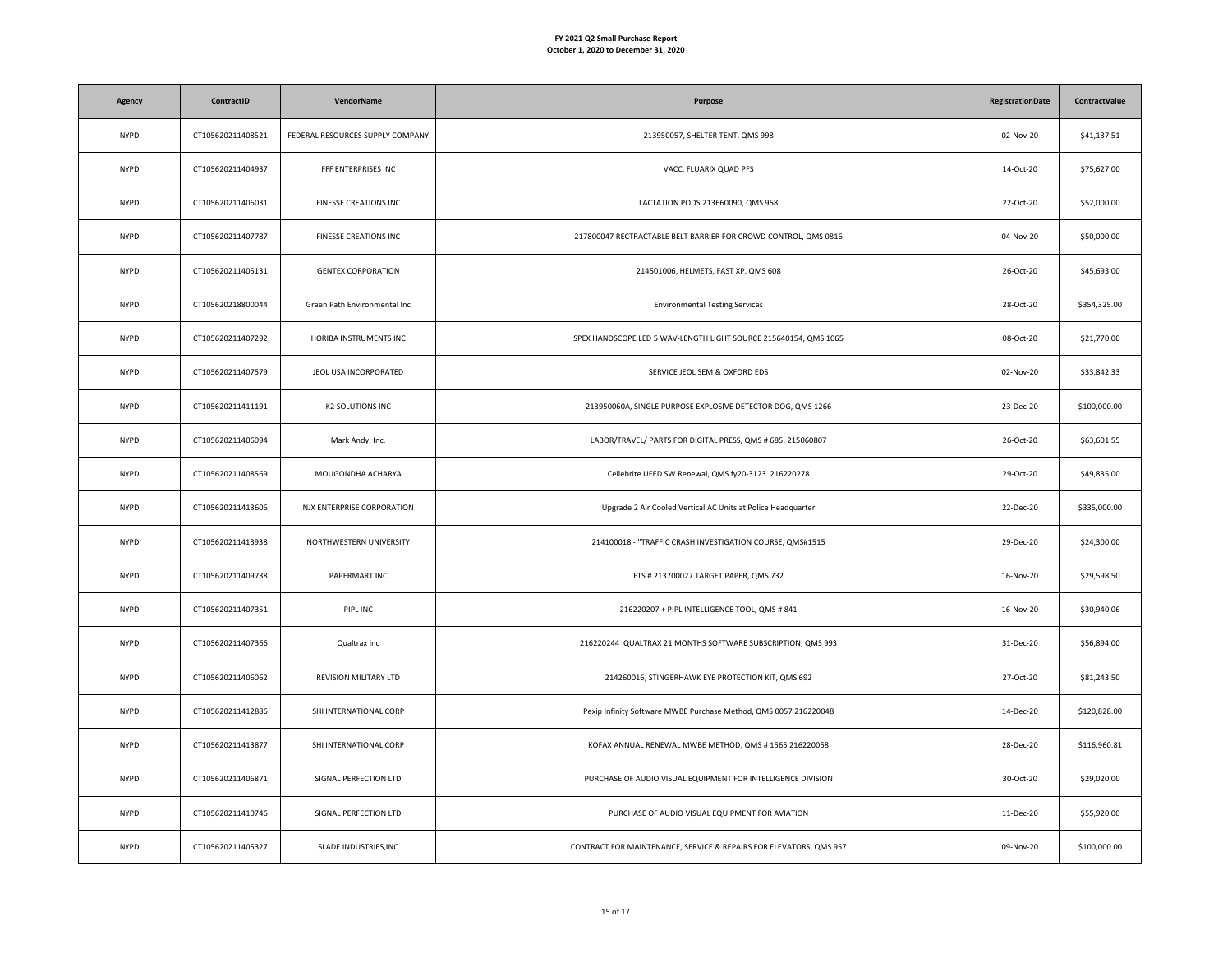**FY 2021 Q2 Small Purchase Report**
**October 1, 2020 to December 31, 2020**

| Agency | ContractID | VendorName | Purpose | RegistrationDate | ContractValue |
|---|---|---|---|---|---|
| NYPD | CT105620211408521 | FEDERAL RESOURCES SUPPLY COMPANY | 213950057, SHELTER TENT, QMS 998 | 02-Nov-20 | $41,137.51 |
| NYPD | CT105620211404937 | FFF ENTERPRISES INC | VACC. FLUARIX QUAD PFS | 14-Oct-20 | $75,627.00 |
| NYPD | CT105620211406031 | FINESSE CREATIONS INC | LACTATION PODS.213660090, QMS 958 | 22-Oct-20 | $52,000.00 |
| NYPD | CT105620211407787 | FINESSE CREATIONS INC | 217800047 RECTRACTABLE BELT BARRIER FOR CROWD CONTROL, QMS 0816 | 04-Nov-20 | $50,000.00 |
| NYPD | CT105620211405131 | GENTEX CORPORATION | 214501006, HELMETS, FAST XP, QMS 608 | 26-Oct-20 | $45,693.00 |
| NYPD | CT105620218800044 | Green Path Environmental Inc | Environmental Testing Services | 28-Oct-20 | $354,325.00 |
| NYPD | CT105620211407292 | HORIBA INSTRUMENTS INC | SPEX HANDSCOPE LED 5 WAV-LENGTH LIGHT SOURCE 215640154, QMS 1065 | 08-Oct-20 | $21,770.00 |
| NYPD | CT105620211407579 | JEOL USA INCORPORATED | SERVICE JEOL SEM & OXFORD EDS | 02-Nov-20 | $33,842.33 |
| NYPD | CT105620211411191 | K2 SOLUTIONS INC | 213950060A, SINGLE PURPOSE EXPLOSIVE DETECTOR DOG, QMS 1266 | 23-Dec-20 | $100,000.00 |
| NYPD | CT105620211406094 | Mark Andy, Inc. | LABOR/TRAVEL/ PARTS FOR DIGITAL PRESS, QMS # 685, 215060807 | 26-Oct-20 | $63,601.55 |
| NYPD | CT105620211408569 | MOUGONDHA ACHARYA | Cellebrite UFED SW Renewal, QMS fy20-3123 216220278 | 29-Oct-20 | $49,835.00 |
| NYPD | CT105620211413606 | NJX ENTERPRISE CORPORATION | Upgrade 2 Air Cooled Vertical AC Units at Police Headquarter | 22-Dec-20 | $335,000.00 |
| NYPD | CT105620211413938 | NORTHWESTERN UNIVERSITY | 214100018 - "TRAFFIC CRASH INVESTIGATION COURSE, QMS#1515 | 29-Dec-20 | $24,300.00 |
| NYPD | CT105620211409738 | PAPERMART INC | FTS # 213700027 TARGET PAPER, QMS 732 | 16-Nov-20 | $29,598.50 |
| NYPD | CT105620211407351 | PIPL INC | 216220207 + PIPL INTELLIGENCE TOOL, QMS # 841 | 16-Nov-20 | $30,940.06 |
| NYPD | CT105620211407366 | Qualtrax Inc | 216220244 QUALTRAX 21 MONTHS SOFTWARE SUBSCRIPTION, QMS 993 | 31-Dec-20 | $56,894.00 |
| NYPD | CT105620211406062 | REVISION MILITARY LTD | 214260016, STINGERHAWK EYE PROTECTION KIT, QMS 692 | 27-Oct-20 | $81,243.50 |
| NYPD | CT105620211412886 | SHI INTERNATIONAL CORP | Pexip Infinity Software MWBE Purchase Method, QMS 0057 216220048 | 14-Dec-20 | $120,828.00 |
| NYPD | CT105620211413877 | SHI INTERNATIONAL CORP | KOFAX ANNUAL RENEWAL MWBE METHOD, QMS # 1565 216220058 | 28-Dec-20 | $116,960.81 |
| NYPD | CT105620211406871 | SIGNAL PERFECTION LTD | PURCHASE OF AUDIO VISUAL EQUIPMENT FOR INTELLIGENCE DIVISION | 30-Oct-20 | $29,020.00 |
| NYPD | CT105620211410746 | SIGNAL PERFECTION LTD | PURCHASE OF AUDIO VISUAL EQUIPMENT FOR AVIATION | 11-Dec-20 | $55,920.00 |
| NYPD | CT105620211405327 | SLADE INDUSTRIES,INC | CONTRACT FOR MAINTENANCE, SERVICE & REPAIRS FOR ELEVATORS, QMS 957 | 09-Nov-20 | $100,000.00 |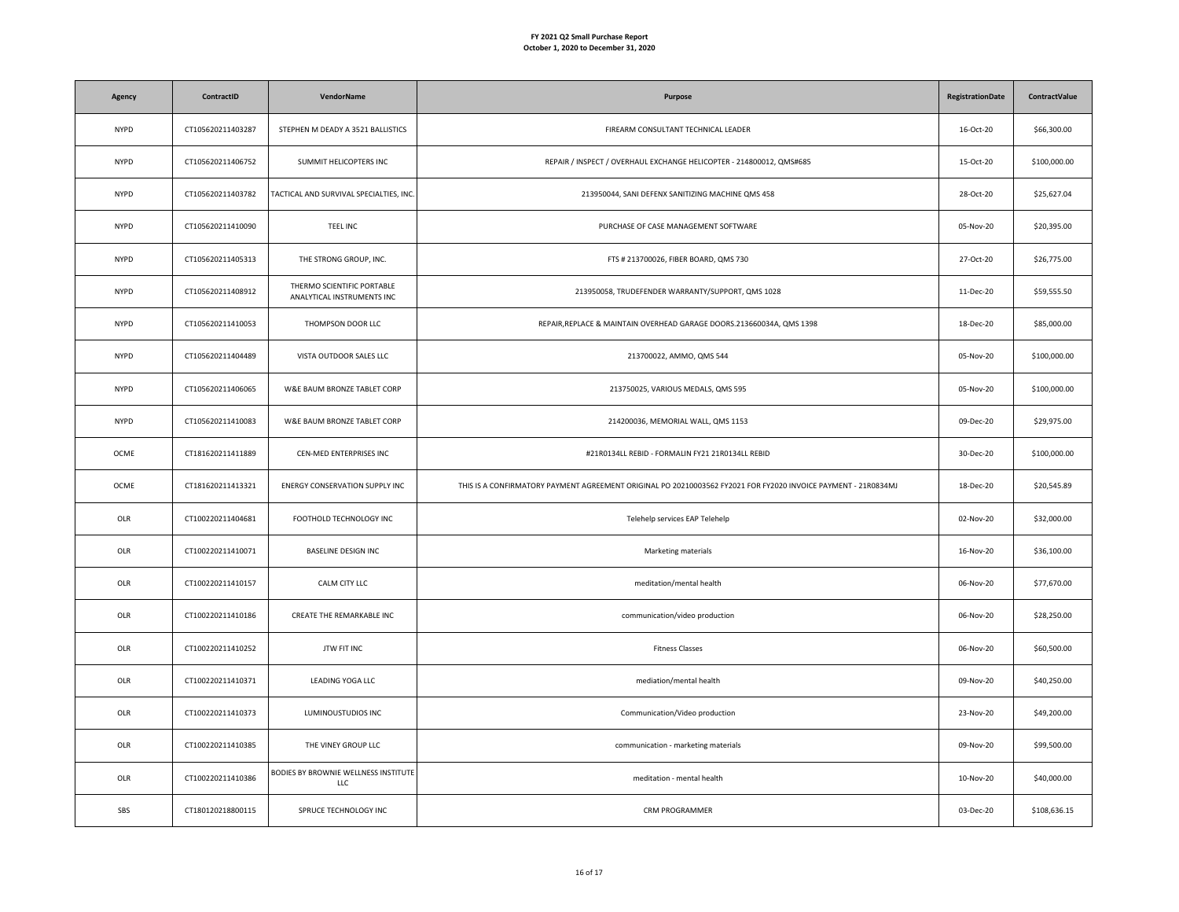**FY 2021 Q2 Small Purchase Report**
**October 1, 2020 to December 31, 2020**

| Agency | ContractID | VendorName | Purpose | RegistrationDate | ContractValue |
|---|---|---|---|---|---|
| NYPD | CT105620211403287 | STEPHEN M DEADY A 3521 BALLISTICS | FIREARM CONSULTANT TECHNICAL LEADER | 16-Oct-20 | $66,300.00 |
| NYPD | CT105620211406752 | SUMMIT HELICOPTERS INC | REPAIR / INSPECT / OVERHAUL EXCHANGE HELICOPTER - 214800012, QMS#685 | 15-Oct-20 | $100,000.00 |
| NYPD | CT105620211403782 | TACTICAL AND SURVIVAL SPECIALTIES, INC. | 213950044, SANI DEFENX SANITIZING MACHINE QMS 458 | 28-Oct-20 | $25,627.04 |
| NYPD | CT105620211410090 | TEEL INC | PURCHASE OF CASE MANAGEMENT SOFTWARE | 05-Nov-20 | $20,395.00 |
| NYPD | CT105620211405313 | THE STRONG GROUP, INC. | FTS # 213700026, FIBER BOARD, QMS 730 | 27-Oct-20 | $26,775.00 |
| NYPD | CT105620211408912 | THERMO SCIENTIFIC PORTABLE ANALYTICAL INSTRUMENTS INC | 213950058, TRUDEFENDER WARRANTY/SUPPORT, QMS 1028 | 11-Dec-20 | $59,555.50 |
| NYPD | CT105620211410053 | THOMPSON DOOR LLC | REPAIR,REPLACE & MAINTAIN OVERHEAD GARAGE DOORS.213660034A, QMS 1398 | 18-Dec-20 | $85,000.00 |
| NYPD | CT105620211404489 | VISTA OUTDOOR SALES LLC | 213700022, AMMO, QMS 544 | 05-Nov-20 | $100,000.00 |
| NYPD | CT105620211406065 | W&E BAUM BRONZE TABLET CORP | 213750025, VARIOUS MEDALS, QMS 595 | 05-Nov-20 | $100,000.00 |
| NYPD | CT105620211410083 | W&E BAUM BRONZE TABLET CORP | 214200036, MEMORIAL WALL, QMS 1153 | 09-Dec-20 | $29,975.00 |
| OCME | CT181620211411889 | CEN-MED ENTERPRISES INC | #21R0134LL REBID - FORMALIN FY21 21R0134LL REBID | 30-Dec-20 | $100,000.00 |
| OCME | CT181620211413321 | ENERGY CONSERVATION SUPPLY INC | THIS IS A CONFIRMATORY PAYMENT AGREEMENT ORIGINAL PO 20210003562 FY2021 FOR FY2020 INVOICE PAYMENT - 21R0834MJ | 18-Dec-20 | $20,545.89 |
| OLR | CT100220211404681 | FOOTHOLD TECHNOLOGY INC | Telehelp services EAP Telehelp | 02-Nov-20 | $32,000.00 |
| OLR | CT100220211410071 | BASELINE DESIGN INC | Marketing materials | 16-Nov-20 | $36,100.00 |
| OLR | CT100220211410157 | CALM CITY LLC | meditation/mental health | 06-Nov-20 | $77,670.00 |
| OLR | CT100220211410186 | CREATE THE REMARKABLE INC | communication/video production | 06-Nov-20 | $28,250.00 |
| OLR | CT100220211410252 | JTW FIT INC | Fitness Classes | 06-Nov-20 | $60,500.00 |
| OLR | CT100220211410371 | LEADING YOGA LLC | mediation/mental health | 09-Nov-20 | $40,250.00 |
| OLR | CT100220211410373 | LUMINOUSTUDIOS INC | Communication/Video production | 23-Nov-20 | $49,200.00 |
| OLR | CT100220211410385 | THE VINEY GROUP LLC | communication - marketing materials | 09-Nov-20 | $99,500.00 |
| OLR | CT100220211410386 | BODIES BY BROWNIE WELLNESS INSTITUTE LLC | meditation - mental health | 10-Nov-20 | $40,000.00 |
| SBS | CT180120218800115 | SPRUCE TECHNOLOGY INC | CRM PROGRAMMER | 03-Dec-20 | $108,636.15 |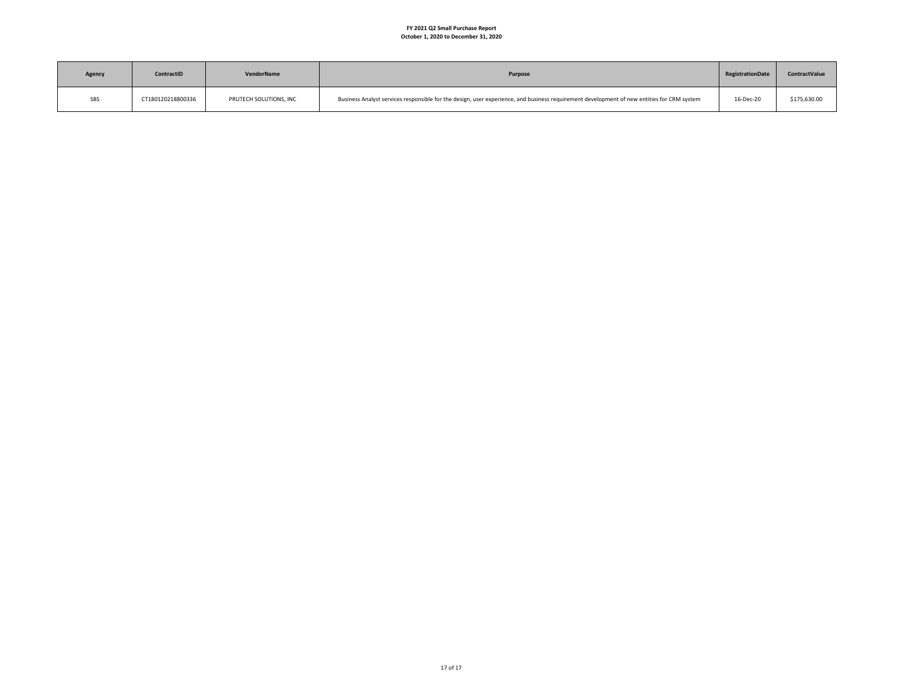**FY 2021 Q2 Small Purchase Report**
**October 1, 2020 to December 31, 2020**

| Agency | ContractID | VendorName | Purpose | RegistrationDate | ContractValue |
|---|---|---|---|---|---|
| SBS | CT180120218800336 | PRUTECH SOLUTIONS, INC | Business Analyst services responsible for the design, user experience, and business requirement development of new entities for CRM system | 16-Dec-20 | $175,630.00 |